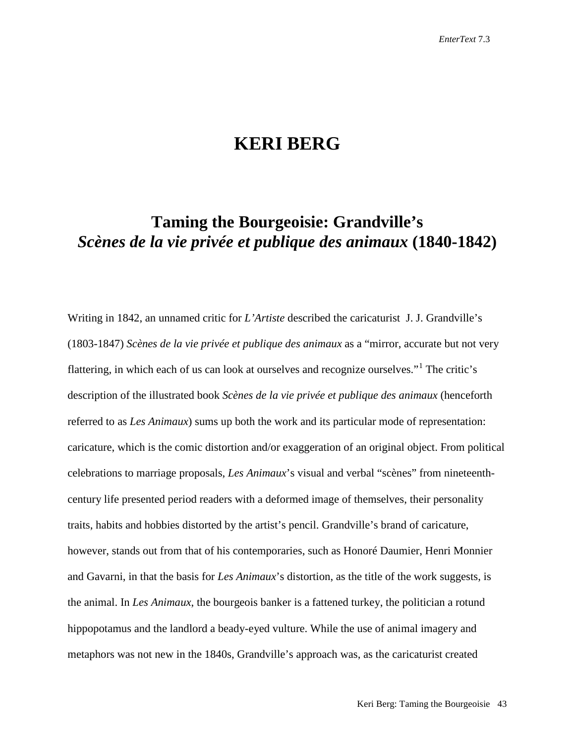# KERI BERG

## Taming the Bourgeoisie: Grandville's *Scènes de la vie privée et publique des animaux* (1840-1842)

Writing in 1842, an unnamed critic for *L'Artiste* described the caricaturist J. J. Grandville's (1803-1847) *Scènes de la vie privée et publique des animaux* as a "mirror, accurate but not very flattering, in which each of us can look at ourselves and recognize ourselves."[1] The critic's description of the illustrated book *Scènes de la vie privée et publique des animaux* (henceforth referred to as *Les Animaux*) sums up both the work and its particular mode of representation: caricature, which is the comic distortion and/or exaggeration of an original object. From political celebrations to marriage proposals, *Les Animaux*'s visual and verbal "scènes" from nineteenth-century life presented period readers with a deformed image of themselves, their personality traits, habits and hobbies distorted by the artist's pencil. Grandville's brand of caricature, however, stands out from that of his contemporaries, such as Honoré Daumier, Henri Monnier and Gavarni, in that the basis for *Les Animaux*'s distortion, as the title of the work suggests, is the animal. In *Les Animaux,* the bourgeois banker is a fattened turkey, the politician a rotund hippopotamus and the landlord a beady-eyed vulture. While the use of animal imagery and metaphors was not new in the 1840s, Grandville's approach was, as the caricaturist created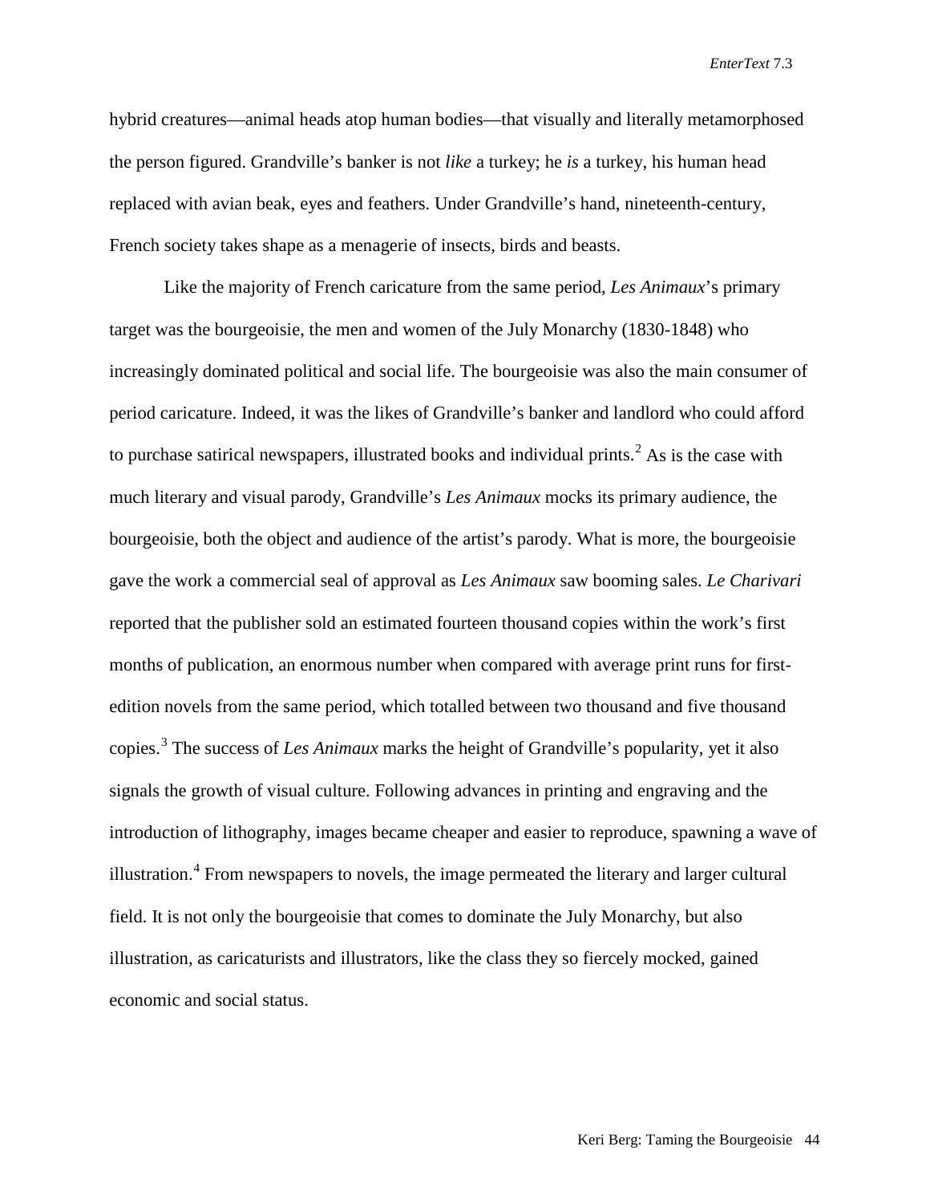hybrid creatures—animal heads atop human bodies—that visually and literally metamorphosed the person figured. Grandville's banker is not *like* a turkey; he *is* a turkey, his human head replaced with avian beak, eyes and feathers. Under Grandville's hand, nineteenth-century, French society takes shape as a menagerie of insects, birds and beasts.

Like the majority of French caricature from the same period, *Les Animaux*'s primary target was the bourgeoisie, the men and women of the July Monarchy (1830-1848) who increasingly dominated political and social life. The bourgeoisie was also the main consumer of period caricature. Indeed, it was the likes of Grandville's banker and landlord who could afford to purchase satirical newspapers, illustrated books and individual prints.[2] As is the case with much literary and visual parody, Grandville's *Les Animaux* mocks its primary audience, the bourgeoisie, both the object and audience of the artist's parody. What is more, the bourgeoisie gave the work a commercial seal of approval as *Les Animaux* saw booming sales. *Le Charivari* reported that the publisher sold an estimated fourteen thousand copies within the work's first months of publication, an enormous number when compared with average print runs for first-edition novels from the same period, which totalled between two thousand and five thousand copies.[3] The success of *Les Animaux* marks the height of Grandville's popularity, yet it also signals the growth of visual culture. Following advances in printing and engraving and the introduction of lithography, images became cheaper and easier to reproduce, spawning a wave of illustration.[4] From newspapers to novels, the image permeated the literary and larger cultural field. It is not only the bourgeoisie that comes to dominate the July Monarchy, but also illustration, as caricaturists and illustrators, like the class they so fiercely mocked, gained economic and social status.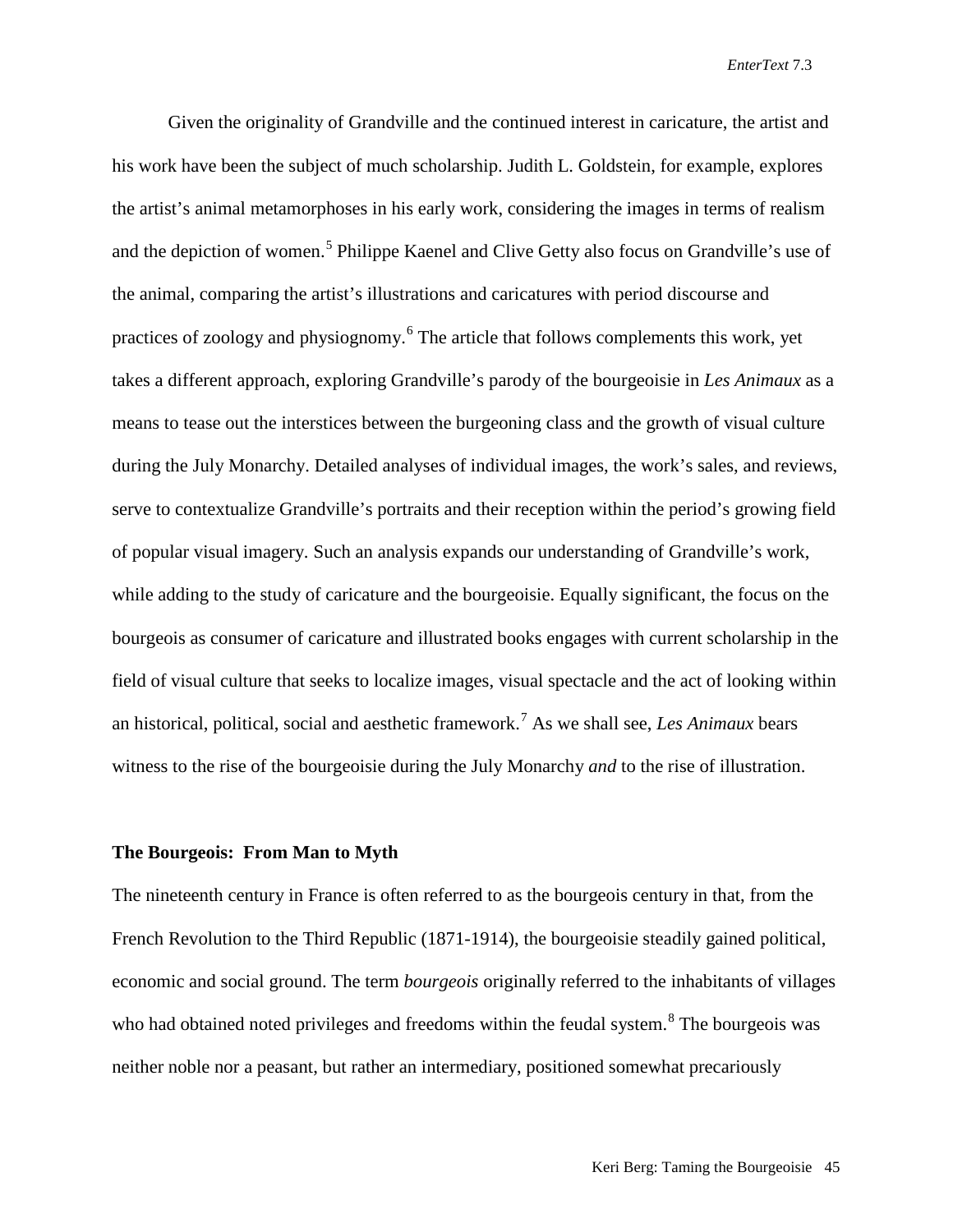Given the originality of Grandville and the continued interest in caricature, the artist and his work have been the subject of much scholarship. Judith L. Goldstein, for example, explores the artist's animal metamorphoses in his early work, considering the images in terms of realism and the depiction of women.[5] Philippe Kaenel and Clive Getty also focus on Grandville's use of the animal, comparing the artist's illustrations and caricatures with period discourse and practices of zoology and physiognomy.[6] The article that follows complements this work, yet takes a different approach, exploring Grandville's parody of the bourgeoisie in *Les Animaux* as a means to tease out the interstices between the burgeoning class and the growth of visual culture during the July Monarchy. Detailed analyses of individual images, the work's sales, and reviews, serve to contextualize Grandville's portraits and their reception within the period's growing field of popular visual imagery. Such an analysis expands our understanding of Grandville's work, while adding to the study of caricature and the bourgeoisie. Equally significant, the focus on the bourgeois as consumer of caricature and illustrated books engages with current scholarship in the field of visual culture that seeks to localize images, visual spectacle and the act of looking within an historical, political, social and aesthetic framework.[7] As we shall see, *Les Animaux* bears witness to the rise of the bourgeoisie during the July Monarchy *and* to the rise of illustration.

## The Bourgeois: From Man to Myth

The nineteenth century in France is often referred to as the bourgeois century in that, from the French Revolution to the Third Republic (1871-1914), the bourgeoisie steadily gained political, economic and social ground. The term *bourgeois* originally referred to the inhabitants of villages who had obtained noted privileges and freedoms within the feudal system.[8] The bourgeois was neither noble nor a peasant, but rather an intermediary, positioned somewhat precariously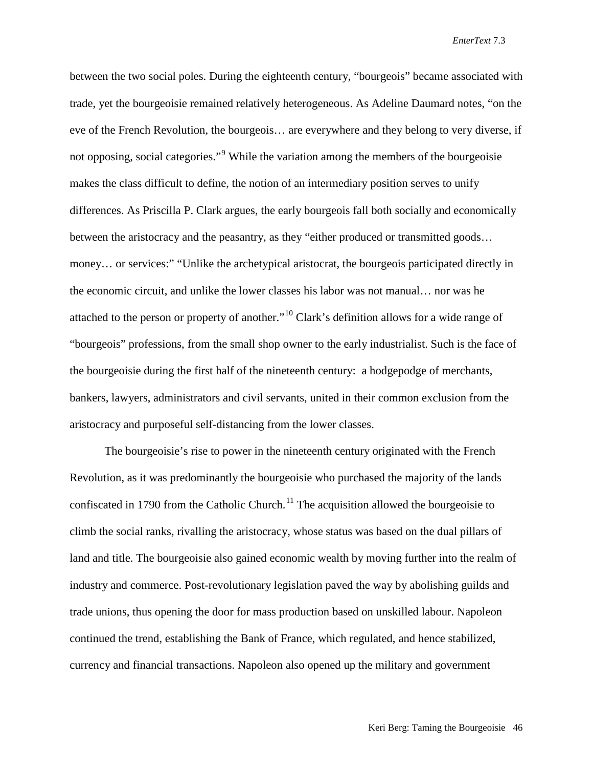between the two social poles. During the eighteenth century, "bourgeois" became associated with trade, yet the bourgeoisie remained relatively heterogeneous. As Adeline Daumard notes, "on the eve of the French Revolution, the bourgeois… are everywhere and they belong to very diverse, if not opposing, social categories."[9] While the variation among the members of the bourgeoisie makes the class difficult to define, the notion of an intermediary position serves to unify differences. As Priscilla P. Clark argues, the early bourgeois fall both socially and economically between the aristocracy and the peasantry, as they "either produced or transmitted goods… money… or services:" "Unlike the archetypical aristocrat, the bourgeois participated directly in the economic circuit, and unlike the lower classes his labor was not manual… nor was he attached to the person or property of another."[10] Clark's definition allows for a wide range of "bourgeois" professions, from the small shop owner to the early industrialist. Such is the face of the bourgeoisie during the first half of the nineteenth century: a hodgepodge of merchants, bankers, lawyers, administrators and civil servants, united in their common exclusion from the aristocracy and purposeful self-distancing from the lower classes.

The bourgeoisie's rise to power in the nineteenth century originated with the French Revolution, as it was predominantly the bourgeoisie who purchased the majority of the lands confiscated in 1790 from the Catholic Church.[11] The acquisition allowed the bourgeoisie to climb the social ranks, rivalling the aristocracy, whose status was based on the dual pillars of land and title. The bourgeoisie also gained economic wealth by moving further into the realm of industry and commerce. Post-revolutionary legislation paved the way by abolishing guilds and trade unions, thus opening the door for mass production based on unskilled labour. Napoleon continued the trend, establishing the Bank of France, which regulated, and hence stabilized, currency and financial transactions. Napoleon also opened up the military and government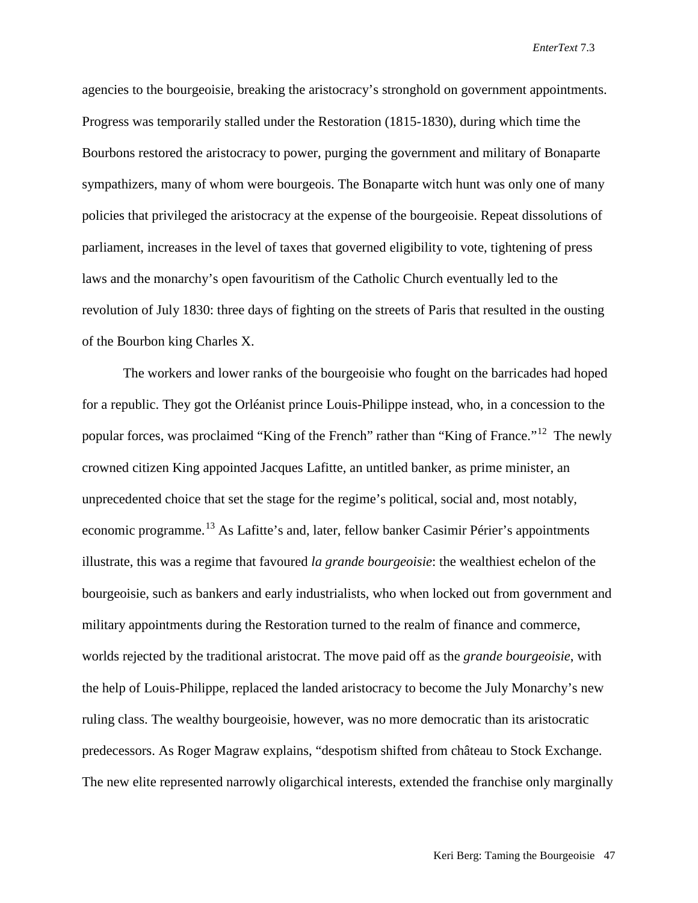agencies to the bourgeoisie, breaking the aristocracy's stronghold on government appointments. Progress was temporarily stalled under the Restoration (1815-1830), during which time the Bourbons restored the aristocracy to power, purging the government and military of Bonaparte sympathizers, many of whom were bourgeois. The Bonaparte witch hunt was only one of many policies that privileged the aristocracy at the expense of the bourgeoisie. Repeat dissolutions of parliament, increases in the level of taxes that governed eligibility to vote, tightening of press laws and the monarchy's open favouritism of the Catholic Church eventually led to the revolution of July 1830: three days of fighting on the streets of Paris that resulted in the ousting of the Bourbon king Charles X.

The workers and lower ranks of the bourgeoisie who fought on the barricades had hoped for a republic. They got the Orléanist prince Louis-Philippe instead, who, in a concession to the popular forces, was proclaimed "King of the French" rather than "King of France."[12] The newly crowned citizen King appointed Jacques Lafitte, an untitled banker, as prime minister, an unprecedented choice that set the stage for the regime's political, social and, most notably, economic programme.[13] As Lafitte's and, later, fellow banker Casimir Périer's appointments illustrate, this was a regime that favoured *la grande bourgeoisie*: the wealthiest echelon of the bourgeoisie, such as bankers and early industrialists, who when locked out from government and military appointments during the Restoration turned to the realm of finance and commerce, worlds rejected by the traditional aristocrat. The move paid off as the *grande bourgeoisie*, with the help of Louis-Philippe, replaced the landed aristocracy to become the July Monarchy's new ruling class. The wealthy bourgeoisie, however, was no more democratic than its aristocratic predecessors. As Roger Magraw explains, "despotism shifted from château to Stock Exchange. The new elite represented narrowly oligarchical interests, extended the franchise only marginally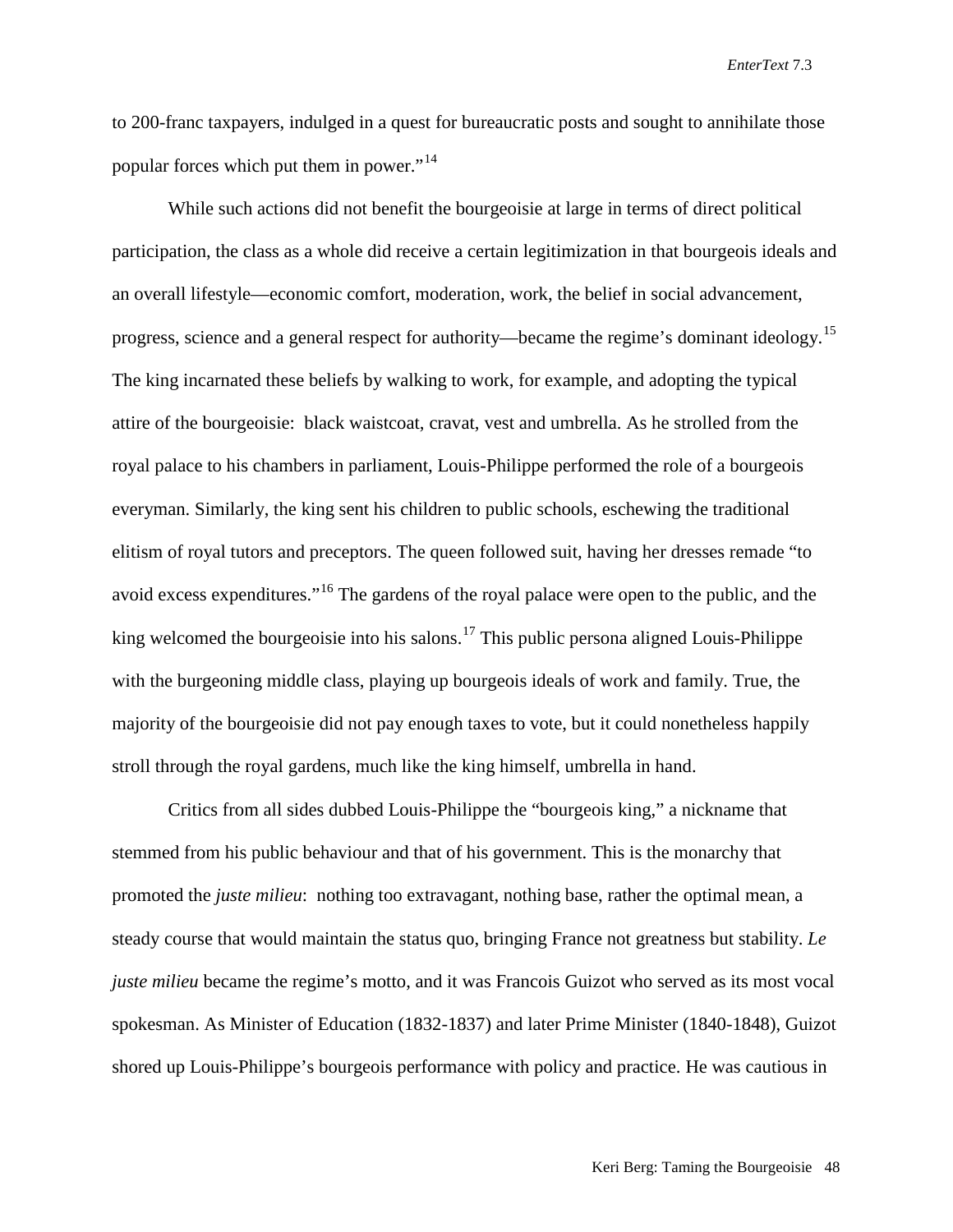to 200-franc taxpayers, indulged in a quest for bureaucratic posts and sought to annihilate those popular forces which put them in power."[14]

While such actions did not benefit the bourgeoisie at large in terms of direct political participation, the class as a whole did receive a certain legitimization in that bourgeois ideals and an overall lifestyle—economic comfort, moderation, work, the belief in social advancement, progress, science and a general respect for authority—became the regime's dominant ideology.[15] The king incarnated these beliefs by walking to work, for example, and adopting the typical attire of the bourgeoisie: black waistcoat, cravat, vest and umbrella. As he strolled from the royal palace to his chambers in parliament, Louis-Philippe performed the role of a bourgeois everyman. Similarly, the king sent his children to public schools, eschewing the traditional elitism of royal tutors and preceptors. The queen followed suit, having her dresses remade "to avoid excess expenditures."[16] The gardens of the royal palace were open to the public, and the king welcomed the bourgeoisie into his salons.[17] This public persona aligned Louis-Philippe with the burgeoning middle class, playing up bourgeois ideals of work and family. True, the majority of the bourgeoisie did not pay enough taxes to vote, but it could nonetheless happily stroll through the royal gardens, much like the king himself, umbrella in hand.

Critics from all sides dubbed Louis-Philippe the "bourgeois king," a nickname that stemmed from his public behaviour and that of his government. This is the monarchy that promoted the *juste milieu*: nothing too extravagant, nothing base, rather the optimal mean, a steady course that would maintain the status quo, bringing France not greatness but stability. *Le juste milieu* became the regime's motto, and it was Francois Guizot who served as its most vocal spokesman. As Minister of Education (1832-1837) and later Prime Minister (1840-1848), Guizot shored up Louis-Philippe's bourgeois performance with policy and practice. He was cautious in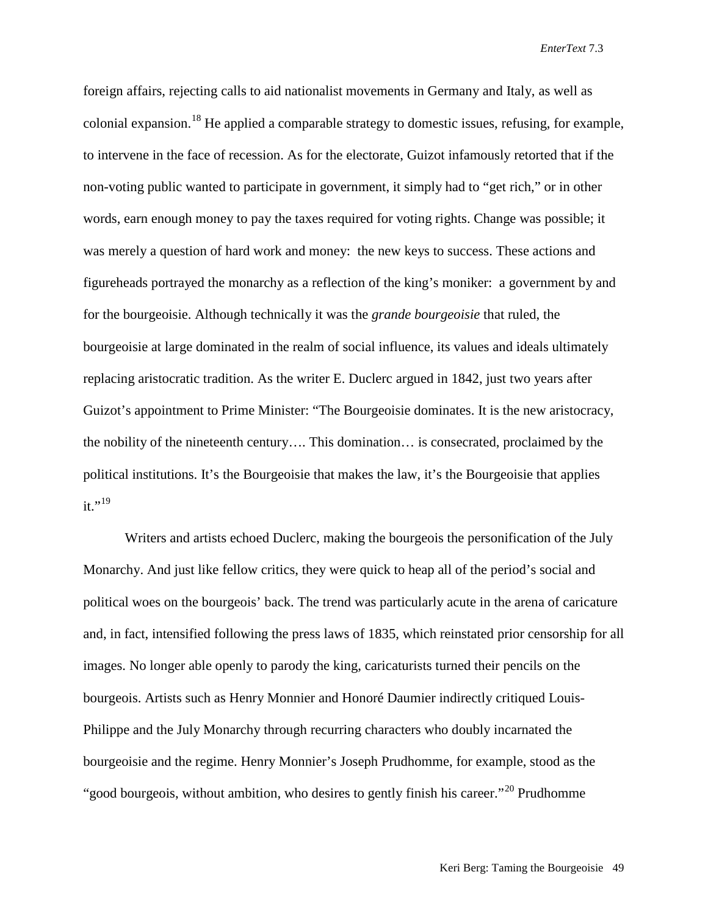foreign affairs, rejecting calls to aid nationalist movements in Germany and Italy, as well as colonial expansion.[18] He applied a comparable strategy to domestic issues, refusing, for example, to intervene in the face of recession. As for the electorate, Guizot infamously retorted that if the non-voting public wanted to participate in government, it simply had to "get rich," or in other words, earn enough money to pay the taxes required for voting rights. Change was possible; it was merely a question of hard work and money: the new keys to success. These actions and figureheads portrayed the monarchy as a reflection of the king's moniker: a government by and for the bourgeoisie. Although technically it was the *grande bourgeoisie* that ruled, the bourgeoisie at large dominated in the realm of social influence, its values and ideals ultimately replacing aristocratic tradition. As the writer E. Duclerc argued in 1842, just two years after Guizot's appointment to Prime Minister: "The Bourgeoisie dominates. It is the new aristocracy, the nobility of the nineteenth century…. This domination… is consecrated, proclaimed by the political institutions. It's the Bourgeoisie that makes the law, it's the Bourgeoisie that applies it."[19]

Writers and artists echoed Duclerc, making the bourgeois the personification of the July Monarchy. And just like fellow critics, they were quick to heap all of the period's social and political woes on the bourgeois' back. The trend was particularly acute in the arena of caricature and, in fact, intensified following the press laws of 1835, which reinstated prior censorship for all images. No longer able openly to parody the king, caricaturists turned their pencils on the bourgeois. Artists such as Henry Monnier and Honoré Daumier indirectly critiqued Louis-Philippe and the July Monarchy through recurring characters who doubly incarnated the bourgeoisie and the regime. Henry Monnier's Joseph Prudhomme, for example, stood as the "good bourgeois, without ambition, who desires to gently finish his career."[20] Prudhomme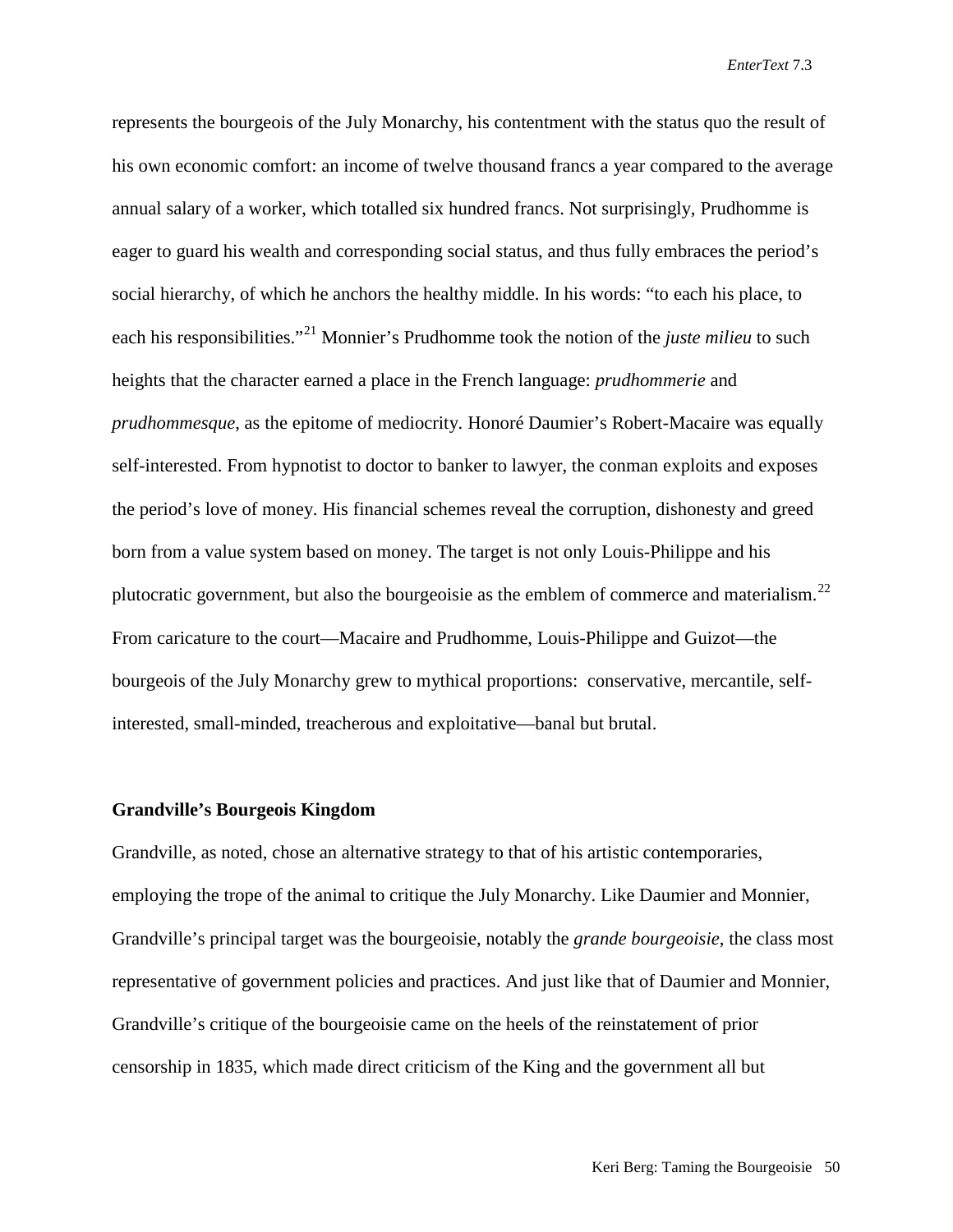represents the bourgeois of the July Monarchy, his contentment with the status quo the result of his own economic comfort: an income of twelve thousand francs a year compared to the average annual salary of a worker, which totalled six hundred francs. Not surprisingly, Prudhomme is eager to guard his wealth and corresponding social status, and thus fully embraces the period's social hierarchy, of which he anchors the healthy middle. In his words: "to each his place, to each his responsibilities."[21] Monnier's Prudhomme took the notion of the *juste milieu* to such heights that the character earned a place in the French language: *prudhommerie* and *prudhommesque*, as the epitome of mediocrity. Honoré Daumier's Robert-Macaire was equally self-interested. From hypnotist to doctor to banker to lawyer, the conman exploits and exposes the period's love of money. His financial schemes reveal the corruption, dishonesty and greed born from a value system based on money. The target is not only Louis-Philippe and his plutocratic government, but also the bourgeoisie as the emblem of commerce and materialism.[22] From caricature to the court—Macaire and Prudhomme, Louis-Philippe and Guizot—the bourgeois of the July Monarchy grew to mythical proportions: conservative, mercantile, self-interested, small-minded, treacherous and exploitative—banal but brutal.

**Grandville's Bourgeois Kingdom**

Grandville, as noted, chose an alternative strategy to that of his artistic contemporaries, employing the trope of the animal to critique the July Monarchy. Like Daumier and Monnier, Grandville's principal target was the bourgeoisie, notably the *grande bourgeoisie*, the class most representative of government policies and practices. And just like that of Daumier and Monnier, Grandville's critique of the bourgeoisie came on the heels of the reinstatement of prior censorship in 1835, which made direct criticism of the King and the government all but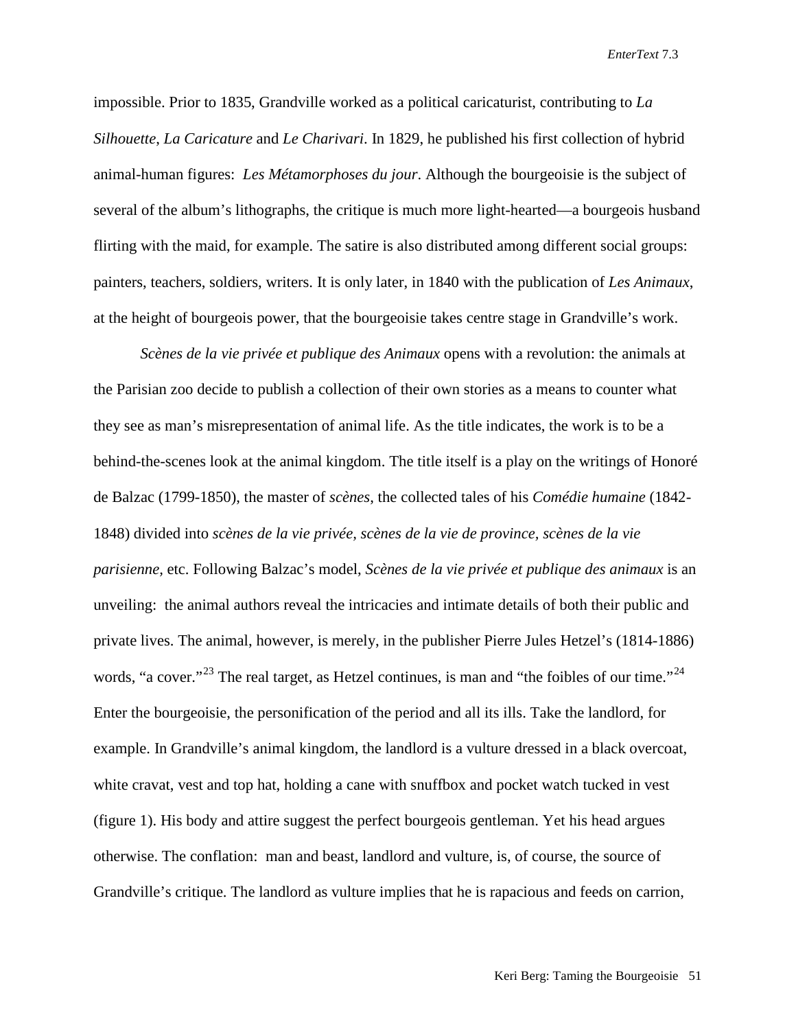impossible. Prior to 1835, Grandville worked as a political caricaturist, contributing to *La Silhouette*, *La Caricature* and *Le Charivari*. In 1829, he published his first collection of hybrid animal-human figures: *Les Métamorphoses du jour*. Although the bourgeoisie is the subject of several of the album's lithographs, the critique is much more light-hearted—a bourgeois husband flirting with the maid, for example. The satire is also distributed among different social groups: painters, teachers, soldiers, writers. It is only later, in 1840 with the publication of *Les Animaux*, at the height of bourgeois power, that the bourgeoisie takes centre stage in Grandville's work.

*Scènes de la vie privée et publique des Animaux* opens with a revolution: the animals at the Parisian zoo decide to publish a collection of their own stories as a means to counter what they see as man's misrepresentation of animal life. As the title indicates, the work is to be a behind-the-scenes look at the animal kingdom. The title itself is a play on the writings of Honoré de Balzac (1799-1850), the master of *scènes*, the collected tales of his *Comédie humaine* (1842-1848) divided into *scènes de la vie privée, scènes de la vie de province, scènes de la vie parisienne,* etc. Following Balzac's model, *Scènes de la vie privée et publique des animaux* is an unveiling: the animal authors reveal the intricacies and intimate details of both their public and private lives. The animal, however, is merely, in the publisher Pierre Jules Hetzel's (1814-1886) words, "a cover."[23] The real target, as Hetzel continues, is man and "the foibles of our time."[24] Enter the bourgeoisie, the personification of the period and all its ills. Take the landlord, for example. In Grandville's animal kingdom, the landlord is a vulture dressed in a black overcoat, white cravat, vest and top hat, holding a cane with snuffbox and pocket watch tucked in vest (figure 1). His body and attire suggest the perfect bourgeois gentleman. Yet his head argues otherwise. The conflation: man and beast, landlord and vulture, is, of course, the source of Grandville's critique. The landlord as vulture implies that he is rapacious and feeds on carrion,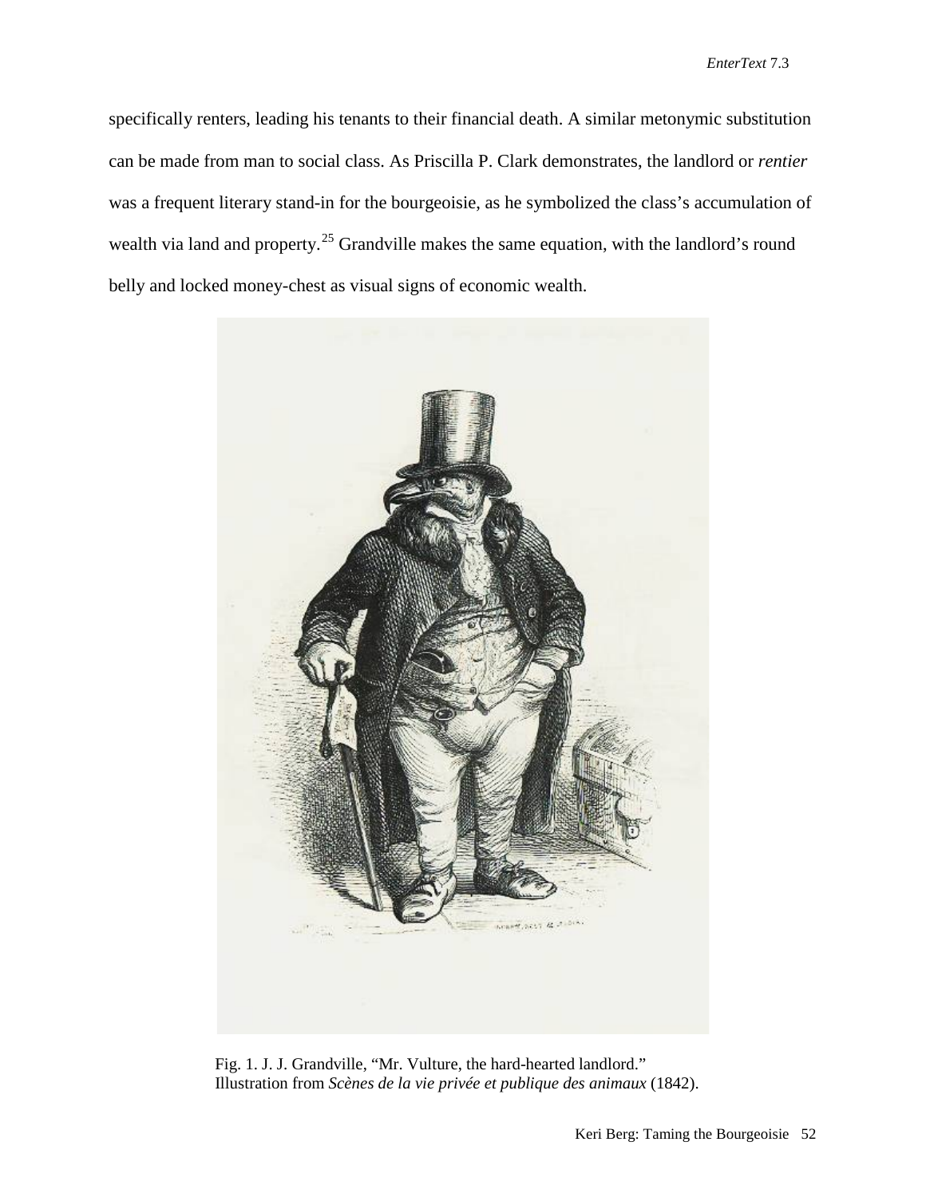specifically renters, leading his tenants to their financial death. A similar metonymic substitution can be made from man to social class. As Priscilla P. Clark demonstrates, the landlord or *rentier* was a frequent literary stand-in for the bourgeoisie, as he symbolized the class's accumulation of wealth via land and property.[25] Grandville makes the same equation, with the landlord's round belly and locked money-chest as visual signs of economic wealth.

Fig. 1. J. J. Grandville, "Mr. Vulture, the hard-hearted landlord." Illustration from *Scènes de la vie privée et publique des animaux* (1842).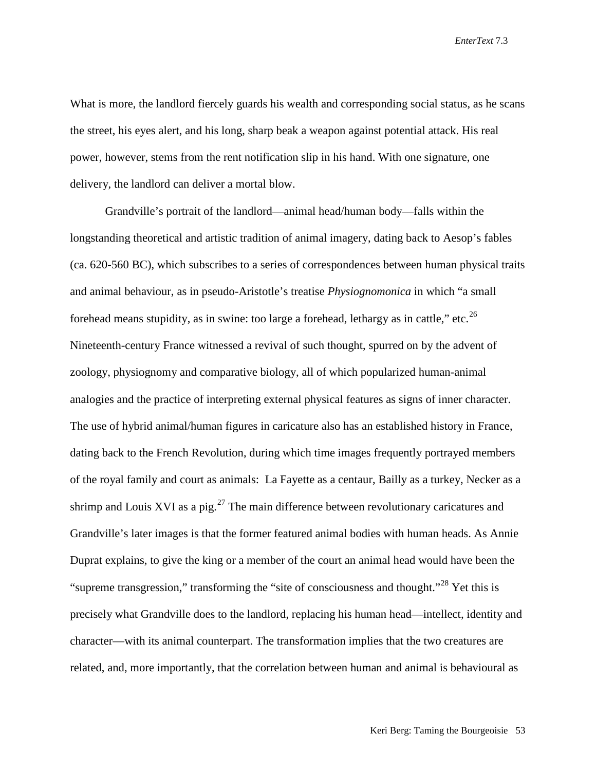What is more, the landlord fiercely guards his wealth and corresponding social status, as he scans the street, his eyes alert, and his long, sharp beak a weapon against potential attack. His real power, however, stems from the rent notification slip in his hand. With one signature, one delivery, the landlord can deliver a mortal blow.

Grandville's portrait of the landlord—animal head/human body—falls within the longstanding theoretical and artistic tradition of animal imagery, dating back to Aesop's fables (ca. 620-560 BC), which subscribes to a series of correspondences between human physical traits and animal behaviour, as in pseudo-Aristotle's treatise *Physiognomonica* in which "a small forehead means stupidity, as in swine: too large a forehead, lethargy as in cattle," etc.[26] Nineteenth-century France witnessed a revival of such thought, spurred on by the advent of zoology, physiognomy and comparative biology, all of which popularized human-animal analogies and the practice of interpreting external physical features as signs of inner character. The use of hybrid animal/human figures in caricature also has an established history in France, dating back to the French Revolution, during which time images frequently portrayed members of the royal family and court as animals: La Fayette as a centaur, Bailly as a turkey, Necker as a shrimp and Louis XVI as a pig.[27] The main difference between revolutionary caricatures and Grandville's later images is that the former featured animal bodies with human heads. As Annie Duprat explains, to give the king or a member of the court an animal head would have been the "supreme transgression," transforming the "site of consciousness and thought."[28] Yet this is precisely what Grandville does to the landlord, replacing his human head—intellect, identity and character—with its animal counterpart. The transformation implies that the two creatures are related, and, more importantly, that the correlation between human and animal is behavioural as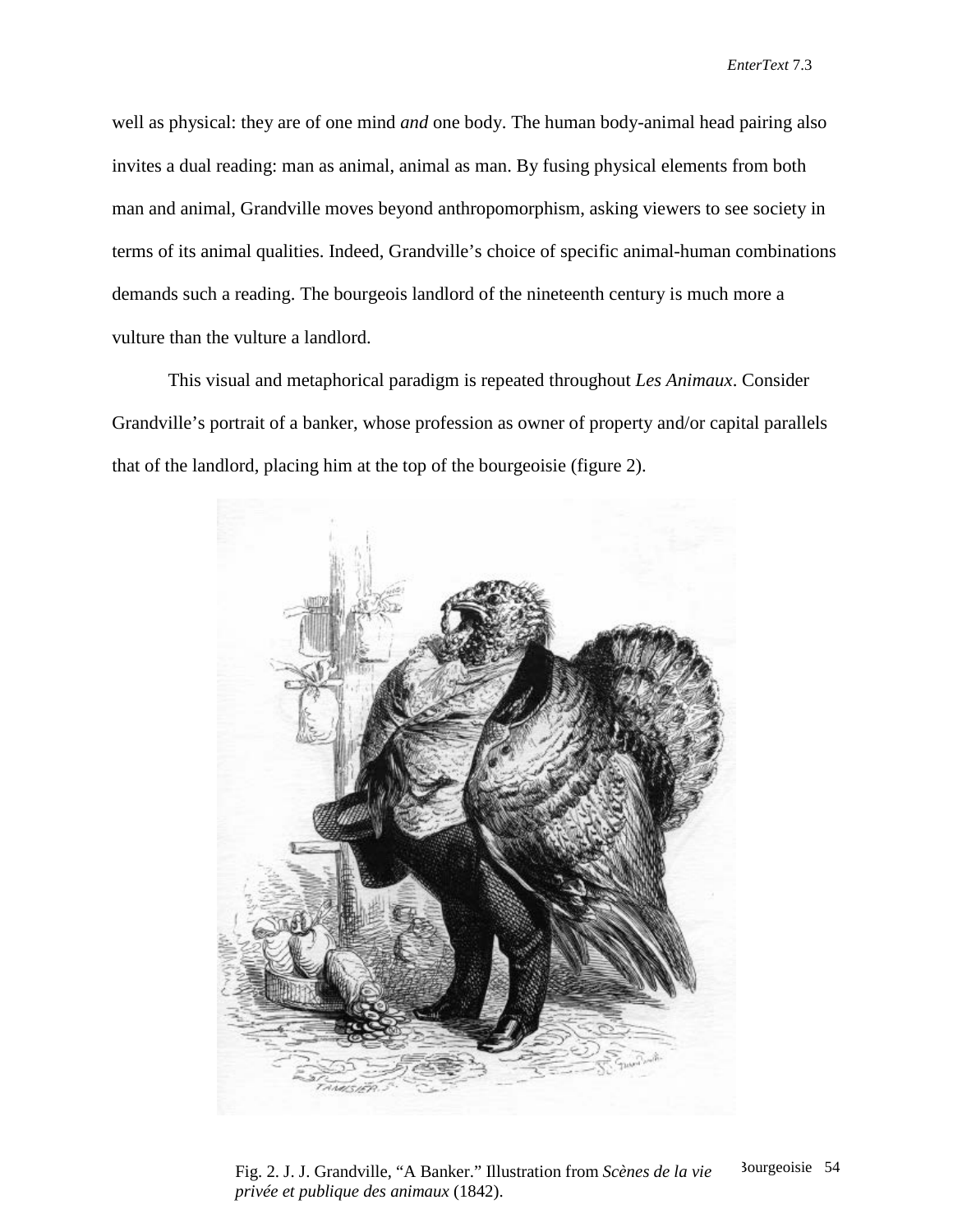well as physical: they are of one mind *and* one body. The human body-animal head pairing also invites a dual reading: man as animal, animal as man. By fusing physical elements from both man and animal, Grandville moves beyond anthropomorphism, asking viewers to see society in terms of its animal qualities. Indeed, Grandville's choice of specific animal-human combinations demands such a reading. The bourgeois landlord of the nineteenth century is much more a vulture than the vulture a landlord.

This visual and metaphorical paradigm is repeated throughout *Les Animaux*. Consider Grandville's portrait of a banker, whose profession as owner of property and/or capital parallels that of the landlord, placing him at the top of the bourgeoisie (figure 2).

Fig. 2. J. J. Grandville, "A Banker." Illustration from *Scènes de la vie privée et publique des animaux* (1842).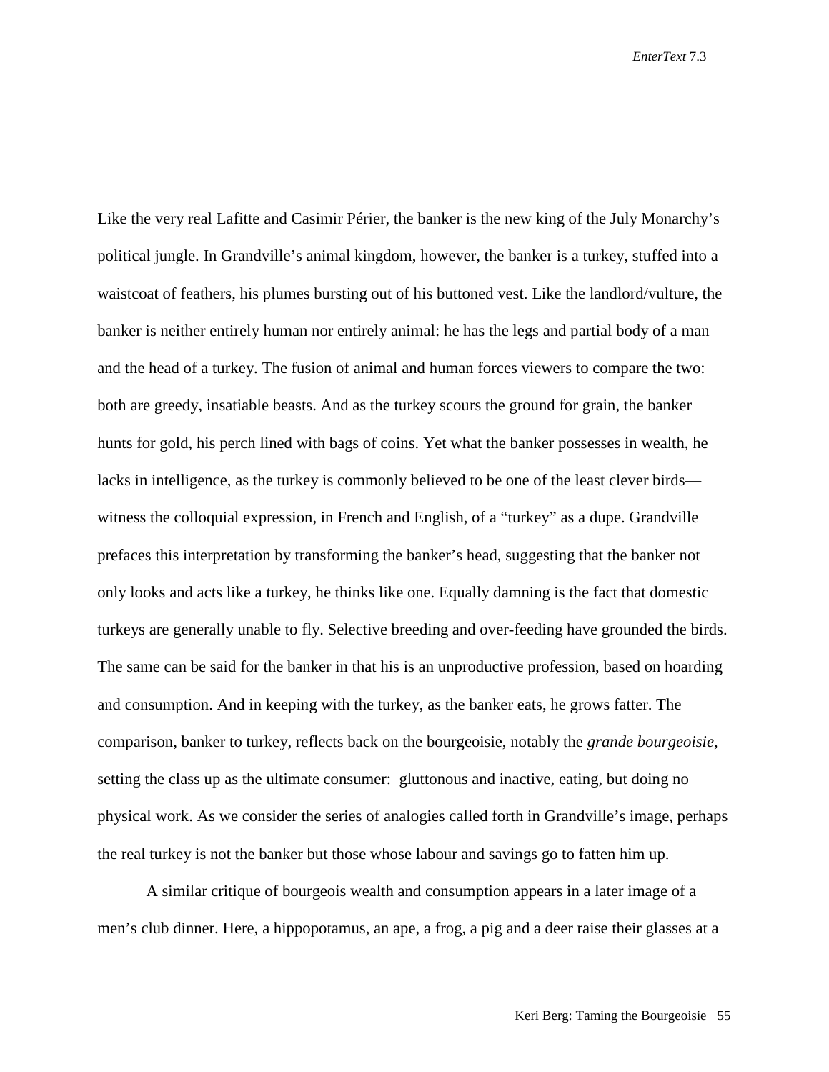Like the very real Lafitte and Casimir Périer, the banker is the new king of the July Monarchy's political jungle. In Grandville's animal kingdom, however, the banker is a turkey, stuffed into a waistcoat of feathers, his plumes bursting out of his buttoned vest. Like the landlord/vulture, the banker is neither entirely human nor entirely animal: he has the legs and partial body of a man and the head of a turkey. The fusion of animal and human forces viewers to compare the two: both are greedy, insatiable beasts. And as the turkey scours the ground for grain, the banker hunts for gold, his perch lined with bags of coins. Yet what the banker possesses in wealth, he lacks in intelligence, as the turkey is commonly believed to be one of the least clever birds—witness the colloquial expression, in French and English, of a "turkey" as a dupe. Grandville prefaces this interpretation by transforming the banker's head, suggesting that the banker not only looks and acts like a turkey, he thinks like one. Equally damning is the fact that domestic turkeys are generally unable to fly. Selective breeding and over-feeding have grounded the birds. The same can be said for the banker in that his is an unproductive profession, based on hoarding and consumption. And in keeping with the turkey, as the banker eats, he grows fatter. The comparison, banker to turkey, reflects back on the bourgeoisie, notably the *grande bourgeoisie*, setting the class up as the ultimate consumer: gluttonous and inactive, eating, but doing no physical work. As we consider the series of analogies called forth in Grandville's image, perhaps the real turkey is not the banker but those whose labour and savings go to fatten him up.

A similar critique of bourgeois wealth and consumption appears in a later image of a men's club dinner. Here, a hippopotamus, an ape, a frog, a pig and a deer raise their glasses at a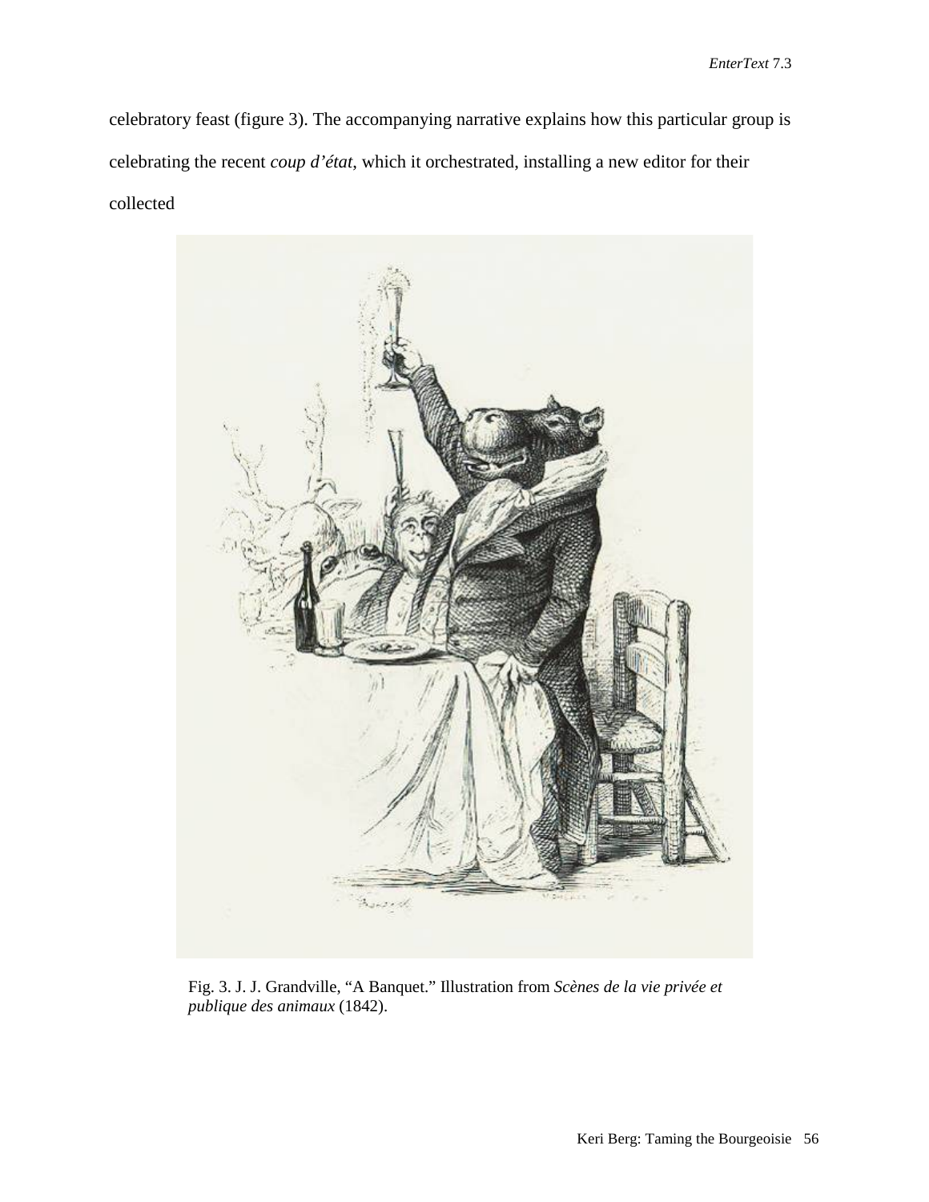celebratory feast (figure 3). The accompanying narrative explains how this particular group is celebrating the recent *coup d'état*, which it orchestrated, installing a new editor for their collected

Fig. 3. J. J. Grandville, "A Banquet." Illustration from *Scènes de la vie privée et publique des animaux* (1842).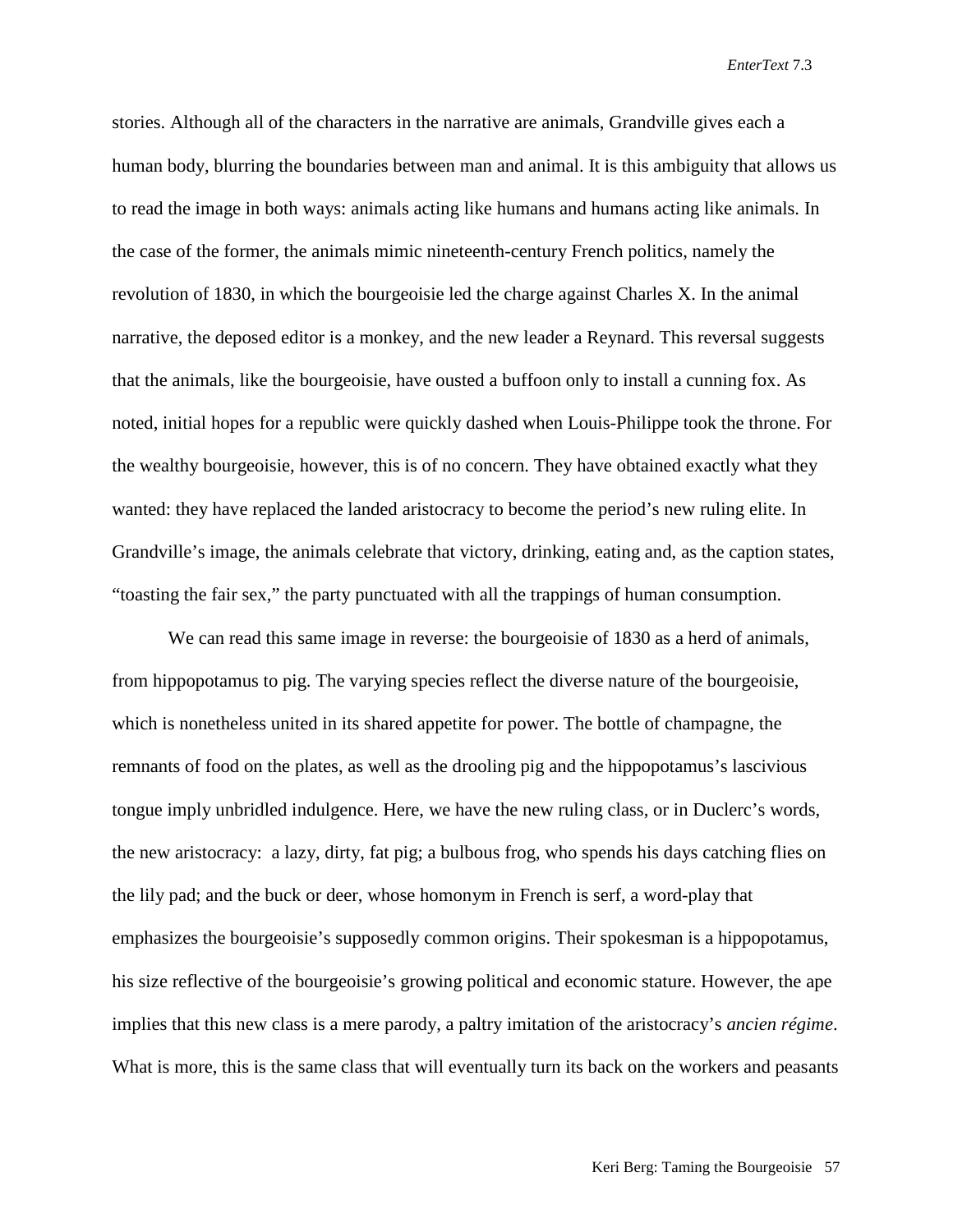stories. Although all of the characters in the narrative are animals, Grandville gives each a human body, blurring the boundaries between man and animal. It is this ambiguity that allows us to read the image in both ways: animals acting like humans and humans acting like animals. In the case of the former, the animals mimic nineteenth-century French politics, namely the revolution of 1830, in which the bourgeoisie led the charge against Charles X. In the animal narrative, the deposed editor is a monkey, and the new leader a Reynard. This reversal suggests that the animals, like the bourgeoisie, have ousted a buffoon only to install a cunning fox. As noted, initial hopes for a republic were quickly dashed when Louis-Philippe took the throne. For the wealthy bourgeoisie, however, this is of no concern. They have obtained exactly what they wanted: they have replaced the landed aristocracy to become the period's new ruling elite. In Grandville's image, the animals celebrate that victory, drinking, eating and, as the caption states, "toasting the fair sex," the party punctuated with all the trappings of human consumption.

We can read this same image in reverse: the bourgeoisie of 1830 as a herd of animals, from hippopotamus to pig. The varying species reflect the diverse nature of the bourgeoisie, which is nonetheless united in its shared appetite for power. The bottle of champagne, the remnants of food on the plates, as well as the drooling pig and the hippopotamus's lascivious tongue imply unbridled indulgence. Here, we have the new ruling class, or in Duclerc's words, the new aristocracy: a lazy, dirty, fat pig; a bulbous frog, who spends his days catching flies on the lily pad; and the buck or deer, whose homonym in French is serf, a word-play that emphasizes the bourgeoisie's supposedly common origins. Their spokesman is a hippopotamus, his size reflective of the bourgeoisie's growing political and economic stature. However, the ape implies that this new class is a mere parody, a paltry imitation of the aristocracy's *ancien régime*. What is more, this is the same class that will eventually turn its back on the workers and peasants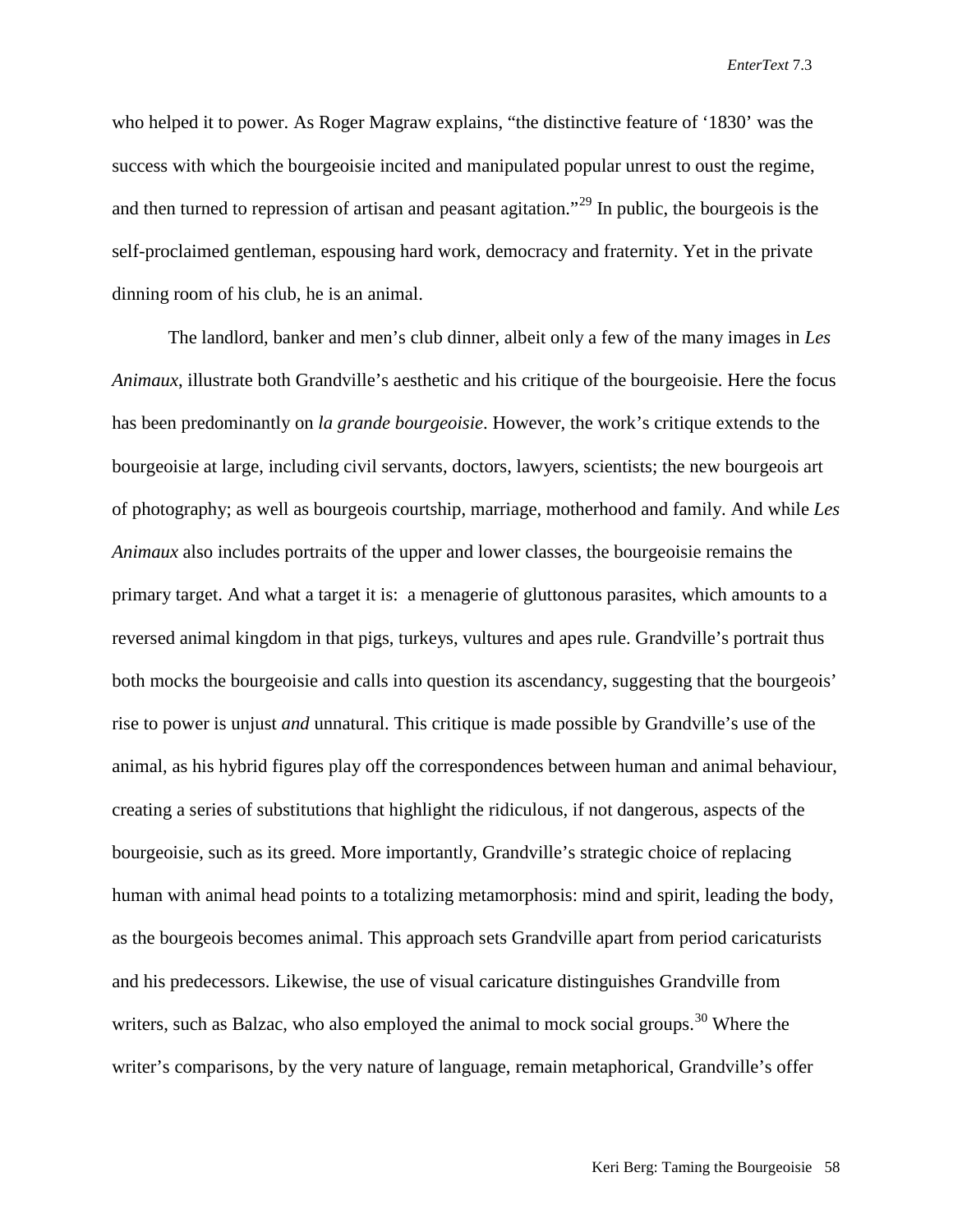who helped it to power. As Roger Magraw explains, "the distinctive feature of '1830' was the success with which the bourgeoisie incited and manipulated popular unrest to oust the regime, and then turned to repression of artisan and peasant agitation."[29] In public, the bourgeois is the self-proclaimed gentleman, espousing hard work, democracy and fraternity. Yet in the private dinning room of his club, he is an animal.

The landlord, banker and men's club dinner, albeit only a few of the many images in *Les Animaux*, illustrate both Grandville's aesthetic and his critique of the bourgeoisie. Here the focus has been predominantly on *la grande bourgeoisie*. However, the work's critique extends to the bourgeoisie at large, including civil servants, doctors, lawyers, scientists; the new bourgeois art of photography; as well as bourgeois courtship, marriage, motherhood and family. And while *Les Animaux* also includes portraits of the upper and lower classes, the bourgeoisie remains the primary target. And what a target it is: a menagerie of gluttonous parasites, which amounts to a reversed animal kingdom in that pigs, turkeys, vultures and apes rule. Grandville's portrait thus both mocks the bourgeoisie and calls into question its ascendancy, suggesting that the bourgeois' rise to power is unjust *and* unnatural. This critique is made possible by Grandville's use of the animal, as his hybrid figures play off the correspondences between human and animal behaviour, creating a series of substitutions that highlight the ridiculous, if not dangerous, aspects of the bourgeoisie, such as its greed. More importantly, Grandville's strategic choice of replacing human with animal head points to a totalizing metamorphosis: mind and spirit, leading the body, as the bourgeois becomes animal. This approach sets Grandville apart from period caricaturists and his predecessors. Likewise, the use of visual caricature distinguishes Grandville from writers, such as Balzac, who also employed the animal to mock social groups.[30] Where the writer's comparisons, by the very nature of language, remain metaphorical, Grandville's offer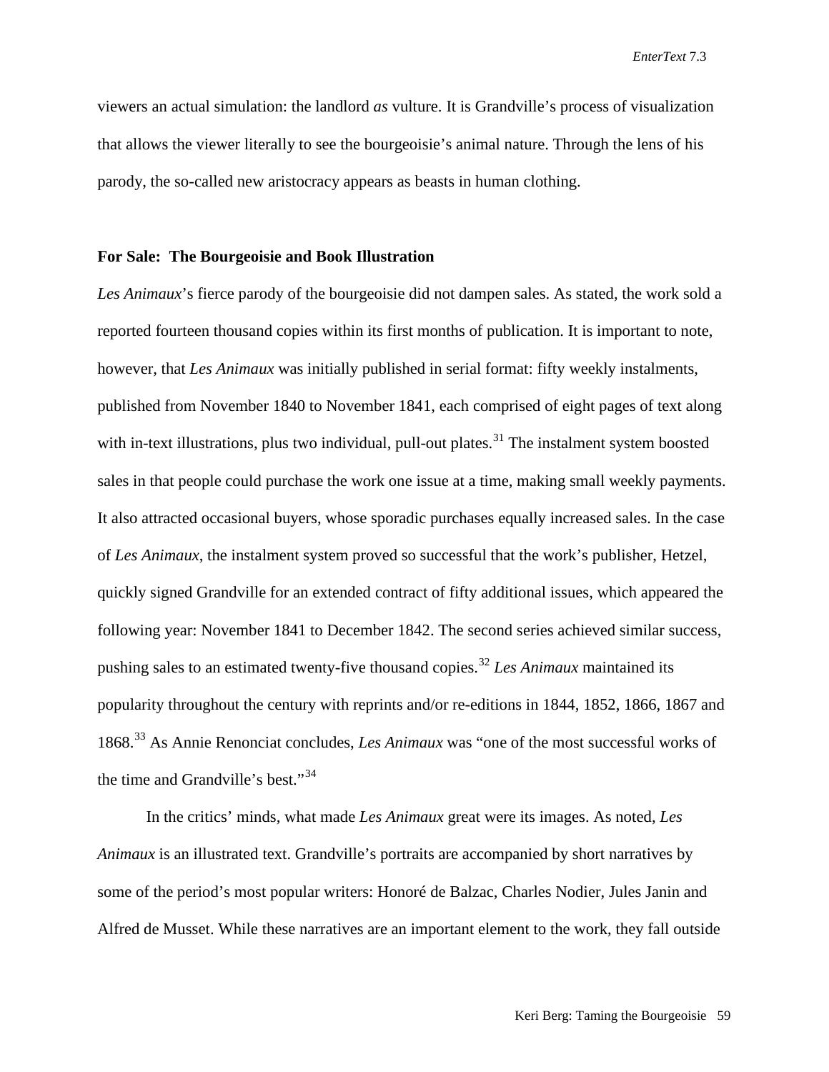viewers an actual simulation: the landlord *as* vulture. It is Grandville's process of visualization that allows the viewer literally to see the bourgeoisie's animal nature. Through the lens of his parody, the so-called new aristocracy appears as beasts in human clothing.

**For Sale: The Bourgeoisie and Book Illustration**

*Les Animaux*'s fierce parody of the bourgeoisie did not dampen sales. As stated, the work sold a reported fourteen thousand copies within its first months of publication. It is important to note, however, that *Les Animaux* was initially published in serial format: fifty weekly instalments, published from November 1840 to November 1841, each comprised of eight pages of text along with in-text illustrations, plus two individual, pull-out plates.[31] The instalment system boosted sales in that people could purchase the work one issue at a time, making small weekly payments. It also attracted occasional buyers, whose sporadic purchases equally increased sales. In the case of *Les Animaux*, the instalment system proved so successful that the work's publisher, Hetzel, quickly signed Grandville for an extended contract of fifty additional issues, which appeared the following year: November 1841 to December 1842. The second series achieved similar success, pushing sales to an estimated twenty-five thousand copies.[32] *Les Animaux* maintained its popularity throughout the century with reprints and/or re-editions in 1844, 1852, 1866, 1867 and 1868.[33] As Annie Renonciat concludes, *Les Animaux* was "one of the most successful works of the time and Grandville's best."[34]

In the critics' minds, what made *Les Animaux* great were its images. As noted, *Les Animaux* is an illustrated text. Grandville's portraits are accompanied by short narratives by some of the period's most popular writers: Honoré de Balzac, Charles Nodier, Jules Janin and Alfred de Musset. While these narratives are an important element to the work, they fall outside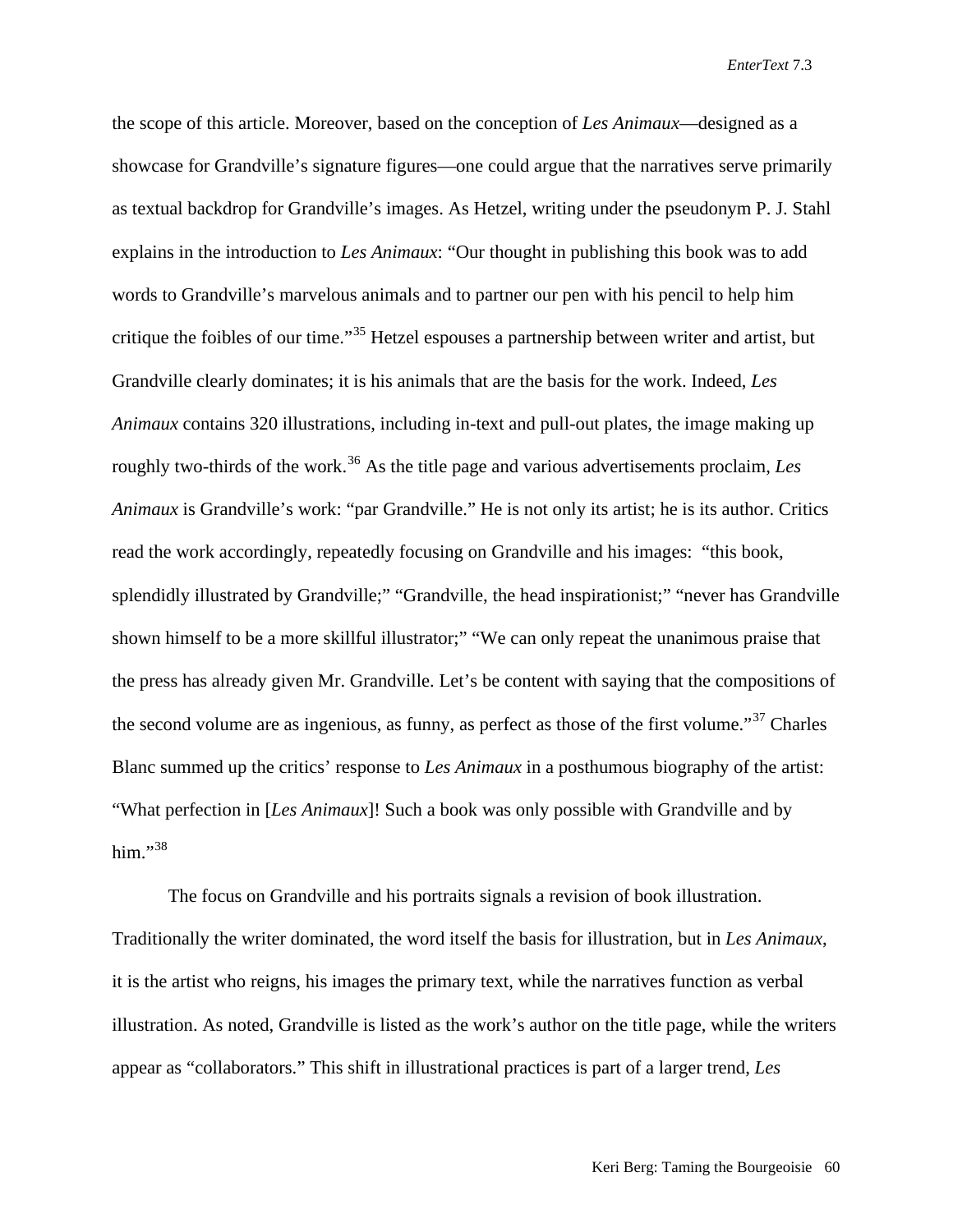the scope of this article. Moreover, based on the conception of *Les Animaux*—designed as a showcase for Grandville's signature figures—one could argue that the narratives serve primarily as textual backdrop for Grandville's images. As Hetzel, writing under the pseudonym P. J. Stahl explains in the introduction to *Les Animaux*: "Our thought in publishing this book was to add words to Grandville's marvelous animals and to partner our pen with his pencil to help him critique the foibles of our time."[35] Hetzel espouses a partnership between writer and artist, but Grandville clearly dominates; it is his animals that are the basis for the work. Indeed, *Les Animaux* contains 320 illustrations, including in-text and pull-out plates, the image making up roughly two-thirds of the work.[36] As the title page and various advertisements proclaim, *Les Animaux* is Grandville's work: "par Grandville." He is not only its artist; he is its author. Critics read the work accordingly, repeatedly focusing on Grandville and his images: "this book, splendidly illustrated by Grandville;" "Grandville, the head inspirationist;" "never has Grandville shown himself to be a more skillful illustrator;" "We can only repeat the unanimous praise that the press has already given Mr. Grandville. Let's be content with saying that the compositions of the second volume are as ingenious, as funny, as perfect as those of the first volume."[37] Charles Blanc summed up the critics' response to *Les Animaux* in a posthumous biography of the artist: "What perfection in [*Les Animaux*]! Such a book was only possible with Grandville and by him."[38]

The focus on Grandville and his portraits signals a revision of book illustration. Traditionally the writer dominated, the word itself the basis for illustration, but in *Les Animaux*, it is the artist who reigns, his images the primary text, while the narratives function as verbal illustration. As noted, Grandville is listed as the work's author on the title page, while the writers appear as "collaborators." This shift in illustrational practices is part of a larger trend, *Les*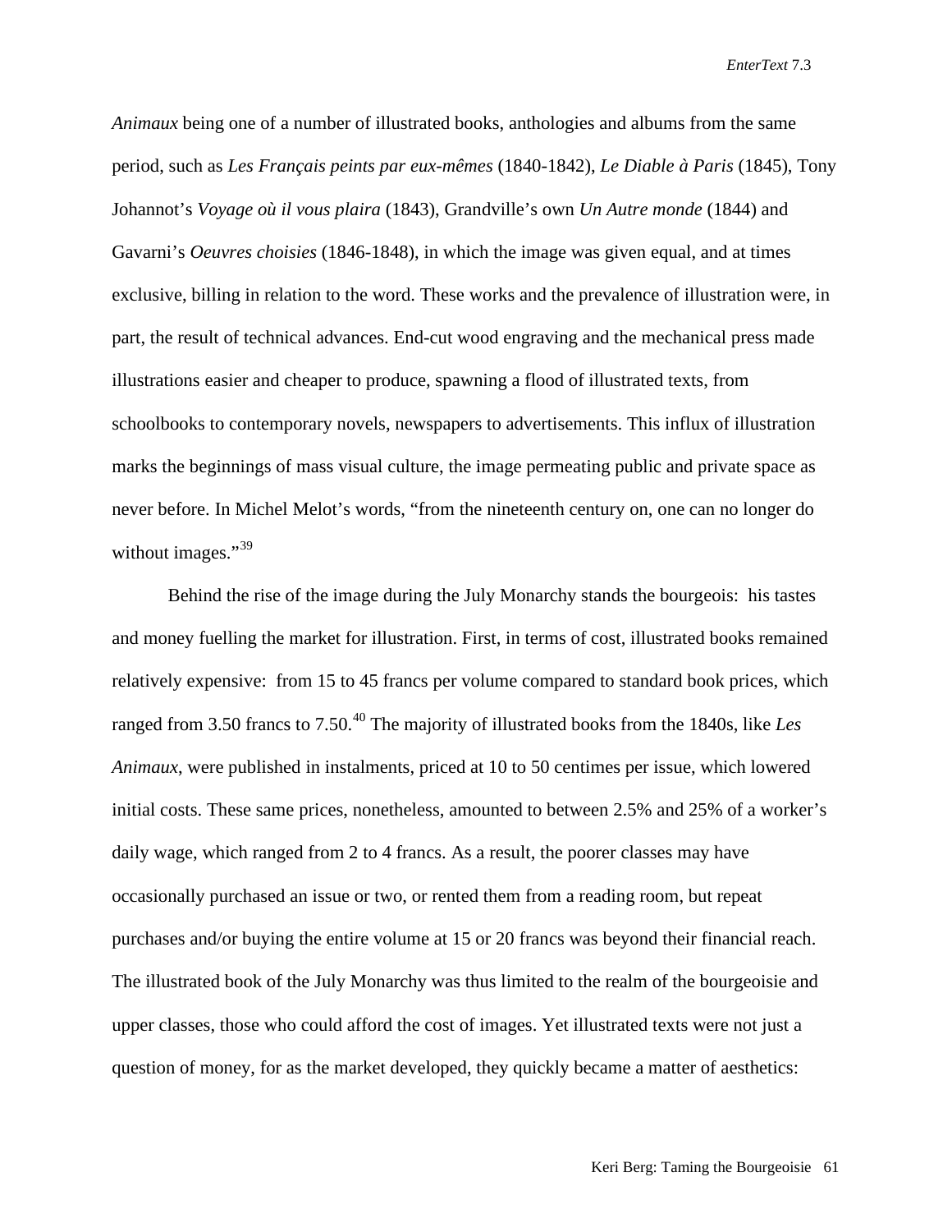*Animaux* being one of a number of illustrated books, anthologies and albums from the same period, such as *Les Français peints par eux-mêmes* (1840-1842), *Le Diable à Paris* (1845), Tony Johannot's *Voyage où il vous plaira* (1843), Grandville's own *Un Autre monde* (1844) and Gavarni's *Oeuvres choisies* (1846-1848), in which the image was given equal, and at times exclusive, billing in relation to the word. These works and the prevalence of illustration were, in part, the result of technical advances. End-cut wood engraving and the mechanical press made illustrations easier and cheaper to produce, spawning a flood of illustrated texts, from schoolbooks to contemporary novels, newspapers to advertisements. This influx of illustration marks the beginnings of mass visual culture, the image permeating public and private space as never before. In Michel Melot's words, "from the nineteenth century on, one can no longer do without images."[39]

Behind the rise of the image during the July Monarchy stands the bourgeois: his tastes and money fuelling the market for illustration. First, in terms of cost, illustrated books remained relatively expensive: from 15 to 45 francs per volume compared to standard book prices, which ranged from 3.50 francs to 7.50.[40] The majority of illustrated books from the 1840s, like *Les Animaux*, were published in instalments, priced at 10 to 50 centimes per issue, which lowered initial costs. These same prices, nonetheless, amounted to between 2.5% and 25% of a worker's daily wage, which ranged from 2 to 4 francs. As a result, the poorer classes may have occasionally purchased an issue or two, or rented them from a reading room, but repeat purchases and/or buying the entire volume at 15 or 20 francs was beyond their financial reach. The illustrated book of the July Monarchy was thus limited to the realm of the bourgeoisie and upper classes, those who could afford the cost of images. Yet illustrated texts were not just a question of money, for as the market developed, they quickly became a matter of aesthetics: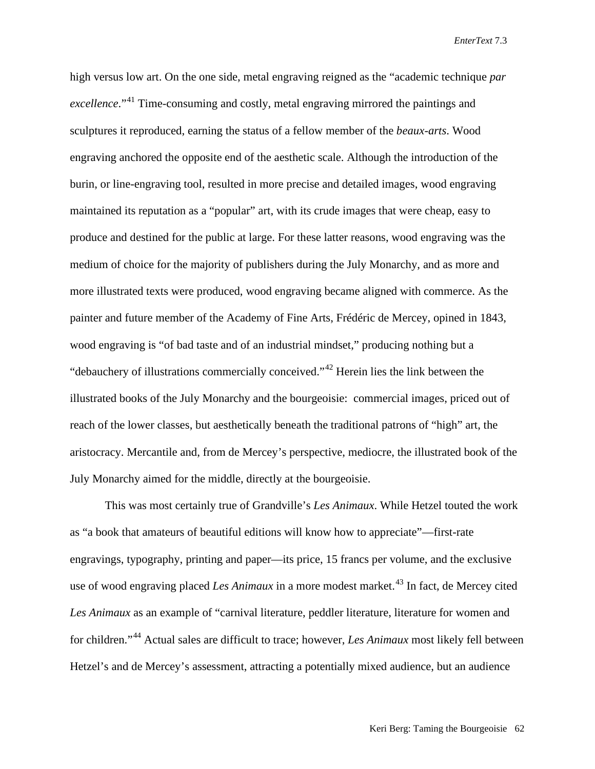high versus low art. On the one side, metal engraving reigned as the "academic technique *par excellence*."[41] Time-consuming and costly, metal engraving mirrored the paintings and sculptures it reproduced, earning the status of a fellow member of the *beaux-arts*. Wood engraving anchored the opposite end of the aesthetic scale. Although the introduction of the burin, or line-engraving tool, resulted in more precise and detailed images, wood engraving maintained its reputation as a "popular" art, with its crude images that were cheap, easy to produce and destined for the public at large. For these latter reasons, wood engraving was the medium of choice for the majority of publishers during the July Monarchy, and as more and more illustrated texts were produced, wood engraving became aligned with commerce. As the painter and future member of the Academy of Fine Arts, Frédéric de Mercey, opined in 1843, wood engraving is "of bad taste and of an industrial mindset," producing nothing but a "debauchery of illustrations commercially conceived."[42] Herein lies the link between the illustrated books of the July Monarchy and the bourgeoisie: commercial images, priced out of reach of the lower classes, but aesthetically beneath the traditional patrons of "high" art, the aristocracy. Mercantile and, from de Mercey's perspective, mediocre, the illustrated book of the July Monarchy aimed for the middle, directly at the bourgeoisie.

This was most certainly true of Grandville's *Les Animaux*. While Hetzel touted the work as "a book that amateurs of beautiful editions will know how to appreciate"—first-rate engravings, typography, printing and paper—its price, 15 francs per volume, and the exclusive use of wood engraving placed *Les Animaux* in a more modest market.[43] In fact, de Mercey cited *Les Animaux* as an example of "carnival literature, peddler literature, literature for women and for children."[44] Actual sales are difficult to trace; however, *Les Animaux* most likely fell between Hetzel's and de Mercey's assessment, attracting a potentially mixed audience, but an audience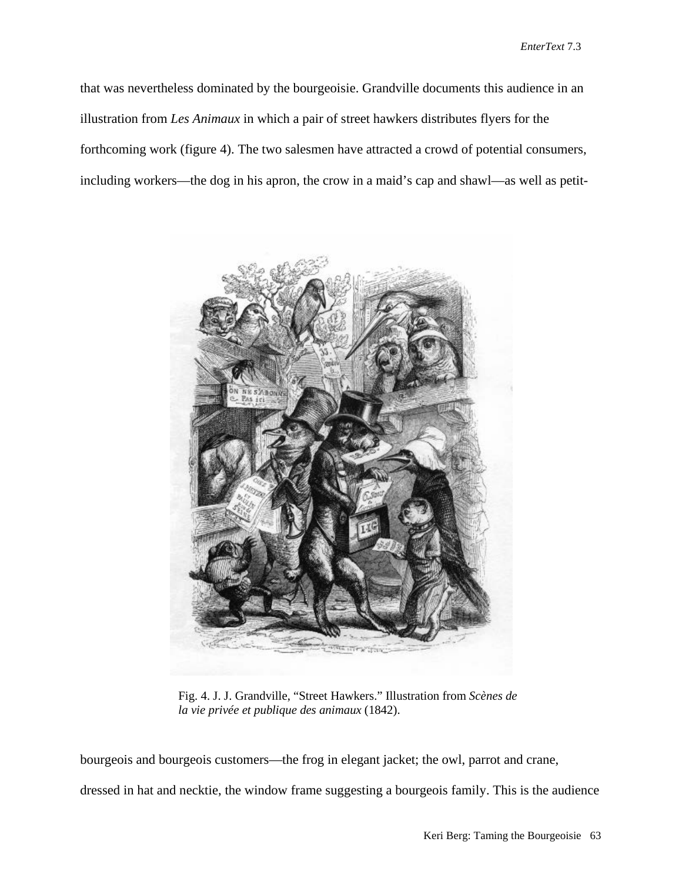that was nevertheless dominated by the bourgeoisie. Grandville documents this audience in an illustration from *Les Animaux* in which a pair of street hawkers distributes flyers for the forthcoming work (figure 4). The two salesmen have attracted a crowd of potential consumers, including workers—the dog in his apron, the crow in a maid's cap and shawl—as well as petit-

Fig. 4. J. J. Grandville, "Street Hawkers." Illustration from *Scènes de la vie privée et publique des animaux* (1842).

bourgeois and bourgeois customers—the frog in elegant jacket; the owl, parrot and crane, dressed in hat and necktie, the window frame suggesting a bourgeois family. This is the audience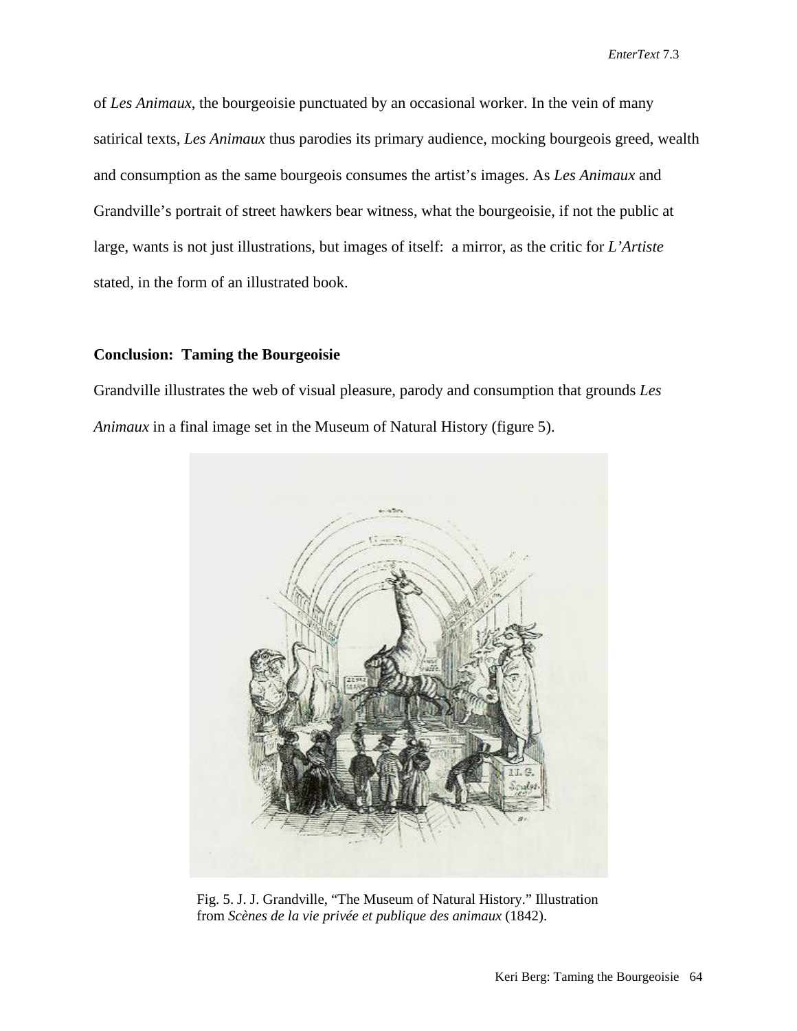of *Les Animaux*, the bourgeoisie punctuated by an occasional worker. In the vein of many satirical texts, *Les Animaux* thus parodies its primary audience, mocking bourgeois greed, wealth and consumption as the same bourgeois consumes the artist's images. As *Les Animaux* and Grandville's portrait of street hawkers bear witness, what the bourgeoisie, if not the public at large, wants is not just illustrations, but images of itself: a mirror, as the critic for *L'Artiste* stated, in the form of an illustrated book.

**Conclusion: Taming the Bourgeoisie**

Grandville illustrates the web of visual pleasure, parody and consumption that grounds *Les Animaux* in a final image set in the Museum of Natural History (figure 5).

Fig. 5. J. J. Grandville, "The Museum of Natural History." Illustration from *Scènes de la vie privée et publique des animaux* (1842).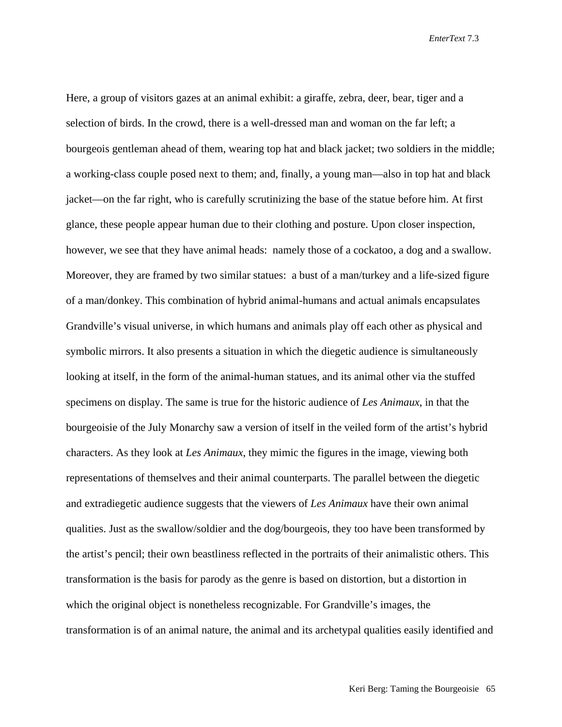Here, a group of visitors gazes at an animal exhibit: a giraffe, zebra, deer, bear, tiger and a selection of birds. In the crowd, there is a well-dressed man and woman on the far left; a bourgeois gentleman ahead of them, wearing top hat and black jacket; two soldiers in the middle; a working-class couple posed next to them; and, finally, a young man—also in top hat and black jacket—on the far right, who is carefully scrutinizing the base of the statue before him. At first glance, these people appear human due to their clothing and posture. Upon closer inspection, however, we see that they have animal heads: namely those of a cockatoo, a dog and a swallow. Moreover, they are framed by two similar statues: a bust of a man/turkey and a life-sized figure of a man/donkey. This combination of hybrid animal-humans and actual animals encapsulates Grandville's visual universe, in which humans and animals play off each other as physical and symbolic mirrors. It also presents a situation in which the diegetic audience is simultaneously looking at itself, in the form of the animal-human statues, and its animal other via the stuffed specimens on display. The same is true for the historic audience of *Les Animaux*, in that the bourgeoisie of the July Monarchy saw a version of itself in the veiled form of the artist's hybrid characters. As they look at *Les Animaux*, they mimic the figures in the image, viewing both representations of themselves and their animal counterparts. The parallel between the diegetic and extradiegetic audience suggests that the viewers of *Les Animaux* have their own animal qualities. Just as the swallow/soldier and the dog/bourgeois, they too have been transformed by the artist's pencil; their own beastliness reflected in the portraits of their animalistic others. This transformation is the basis for parody as the genre is based on distortion, but a distortion in which the original object is nonetheless recognizable. For Grandville's images, the transformation is of an animal nature, the animal and its archetypal qualities easily identified and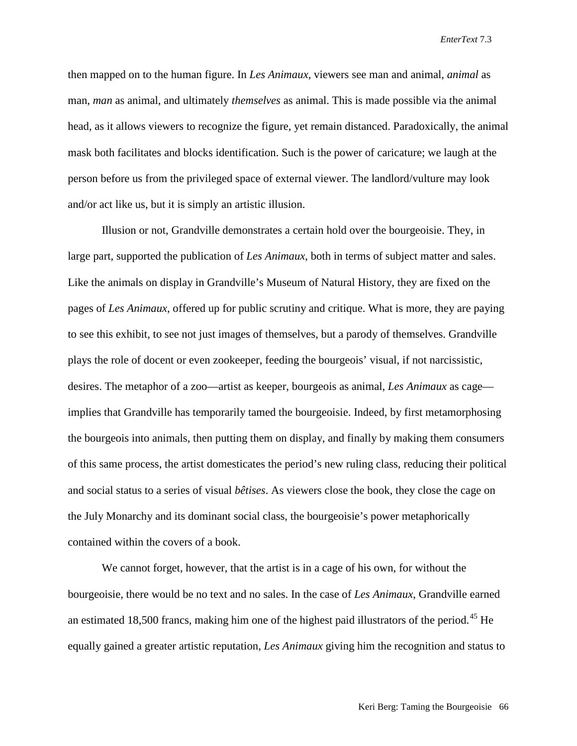then mapped on to the human figure. In *Les Animaux*, viewers see man and animal, *animal* as man, *man* as animal, and ultimately *themselves* as animal. This is made possible via the animal head, as it allows viewers to recognize the figure, yet remain distanced. Paradoxically, the animal mask both facilitates and blocks identification. Such is the power of caricature; we laugh at the person before us from the privileged space of external viewer. The landlord/vulture may look and/or act like us, but it is simply an artistic illusion.

Illusion or not, Grandville demonstrates a certain hold over the bourgeoisie. They, in large part, supported the publication of *Les Animaux*, both in terms of subject matter and sales. Like the animals on display in Grandville's Museum of Natural History, they are fixed on the pages of *Les Animaux*, offered up for public scrutiny and critique. What is more, they are paying to see this exhibit, to see not just images of themselves, but a parody of themselves. Grandville plays the role of docent or even zookeeper, feeding the bourgeois' visual, if not narcissistic, desires. The metaphor of a zoo—artist as keeper, bourgeois as animal, *Les Animaux* as cage—implies that Grandville has temporarily tamed the bourgeoisie. Indeed, by first metamorphosing the bourgeois into animals, then putting them on display, and finally by making them consumers of this same process, the artist domesticates the period's new ruling class, reducing their political and social status to a series of visual *bêtises*. As viewers close the book, they close the cage on the July Monarchy and its dominant social class, the bourgeoisie's power metaphorically contained within the covers of a book.

We cannot forget, however, that the artist is in a cage of his own, for without the bourgeoisie, there would be no text and no sales. In the case of *Les Animaux*, Grandville earned an estimated 18,500 francs, making him one of the highest paid illustrators of the period.[45] He equally gained a greater artistic reputation, *Les Animaux* giving him the recognition and status to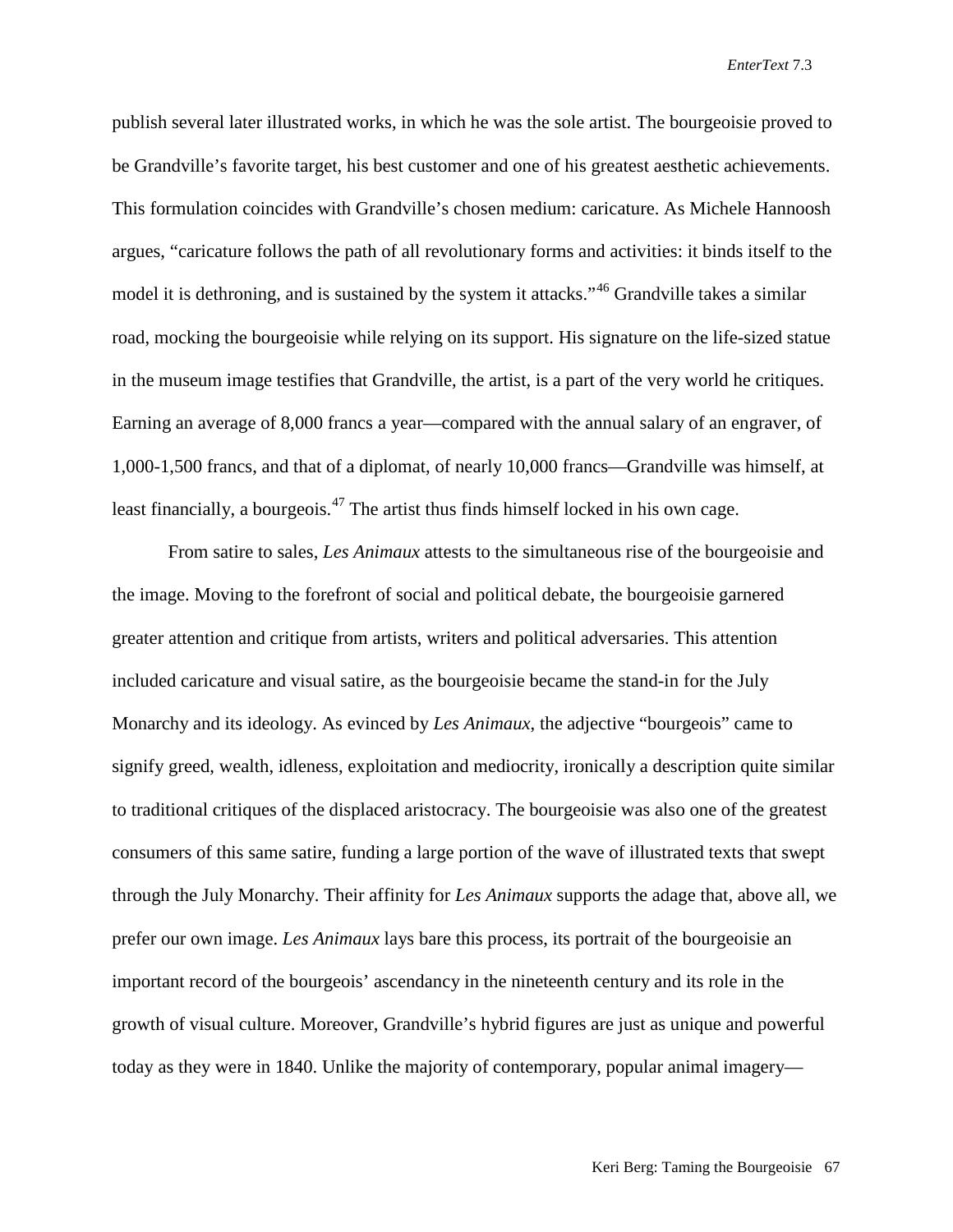publish several later illustrated works, in which he was the sole artist. The bourgeoisie proved to be Grandville's favorite target, his best customer and one of his greatest aesthetic achievements. This formulation coincides with Grandville's chosen medium: caricature. As Michele Hannoosh argues, "caricature follows the path of all revolutionary forms and activities: it binds itself to the model it is dethroning, and is sustained by the system it attacks."[46] Grandville takes a similar road, mocking the bourgeoisie while relying on its support. His signature on the life-sized statue in the museum image testifies that Grandville, the artist, is a part of the very world he critiques. Earning an average of 8,000 francs a year—compared with the annual salary of an engraver, of 1,000-1,500 francs, and that of a diplomat, of nearly 10,000 francs—Grandville was himself, at least financially, a bourgeois.[47] The artist thus finds himself locked in his own cage.

From satire to sales, *Les Animaux* attests to the simultaneous rise of the bourgeoisie and the image. Moving to the forefront of social and political debate, the bourgeoisie garnered greater attention and critique from artists, writers and political adversaries. This attention included caricature and visual satire, as the bourgeoisie became the stand-in for the July Monarchy and its ideology. As evinced by *Les Animaux*, the adjective "bourgeois" came to signify greed, wealth, idleness, exploitation and mediocrity, ironically a description quite similar to traditional critiques of the displaced aristocracy. The bourgeoisie was also one of the greatest consumers of this same satire, funding a large portion of the wave of illustrated texts that swept through the July Monarchy. Their affinity for *Les Animaux* supports the adage that, above all, we prefer our own image. *Les Animaux* lays bare this process, its portrait of the bourgeoisie an important record of the bourgeois' ascendancy in the nineteenth century and its role in the growth of visual culture. Moreover, Grandville's hybrid figures are just as unique and powerful today as they were in 1840. Unlike the majority of contemporary, popular animal imagery—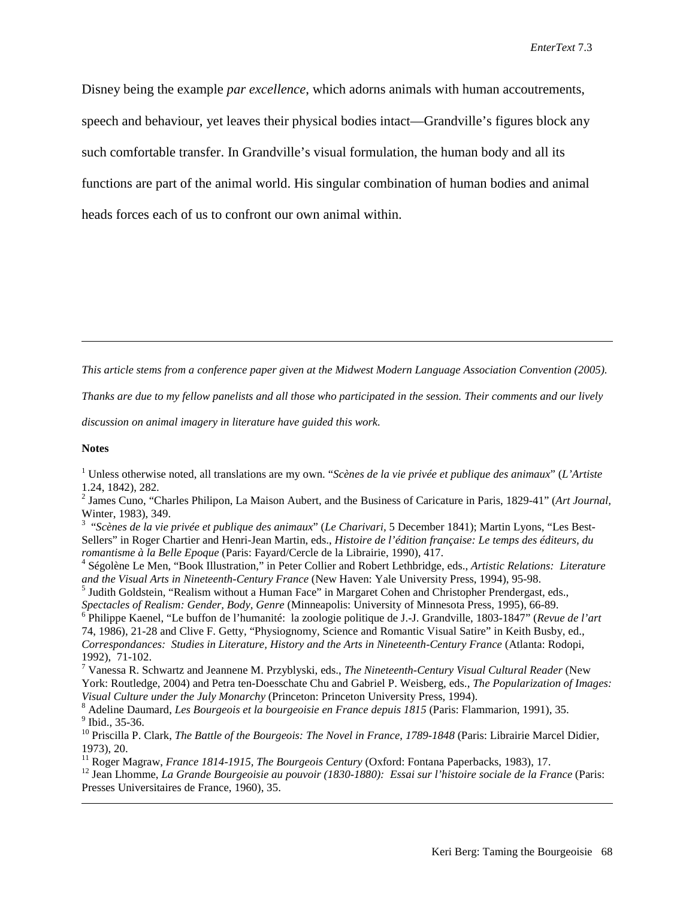Disney being the example *par excellence*, which adorns animals with human accoutrements, speech and behaviour, yet leaves their physical bodies intact—Grandville's figures block any such comfortable transfer. In Grandville's visual formulation, the human body and all its functions are part of the animal world. His singular combination of human bodies and animal heads forces each of us to confront our own animal within.

---

*This article stems from a conference paper given at the Midwest Modern Language Association Convention (2005). Thanks are due to my fellow panelists and all those who participated in the session. Their comments and our lively discussion on animal imagery in literature have guided this work.*

**Notes**

[1] Unless otherwise noted, all translations are my own. "*Scènes de la vie privée et publique des animaux*" (*L'Artiste* 1.24, 1842), 282.

[2] James Cuno, "Charles Philipon, La Maison Aubert, and the Business of Caricature in Paris, 1829-41" (*Art Journal,* Winter, 1983), 349.

[3] "*Scènes de la vie privée et publique des animaux*" (*Le Charivari,* 5 December 1841); Martin Lyons, "Les Best-Sellers" in Roger Chartier and Henri-Jean Martin, eds., *Histoire de l'édition française: Le temps des éditeurs, du romantisme à la Belle Epoque* (Paris: Fayard/Cercle de la Librairie, 1990), 417.

[4] Ségolène Le Men, "Book Illustration," in Peter Collier and Robert Lethbridge, eds., *Artistic Relations: Literature and the Visual Arts in Nineteenth-Century France* (New Haven: Yale University Press, 1994), 95-98.

[5] Judith Goldstein, "Realism without a Human Face" in Margaret Cohen and Christopher Prendergast, eds., *Spectacles of Realism: Gender, Body, Genre* (Minneapolis: University of Minnesota Press, 1995), 66-89.

[6] Philippe Kaenel, "Le buffon de l'humanité: la zoologie politique de J.-J. Grandville, 1803-1847" (*Revue de l'art* 74, 1986), 21-28 and Clive F. Getty, "Physiognomy, Science and Romantic Visual Satire" in Keith Busby, ed., *Correspondances: Studies in Literature, History and the Arts in Nineteenth-Century France* (Atlanta: Rodopi, 1992), 71-102.

[7] Vanessa R. Schwartz and Jeannene M. Przyblyski, eds., *The Nineteenth-Century Visual Cultural Reader* (New York: Routledge, 2004) and Petra ten-Doesschate Chu and Gabriel P. Weisberg, eds., *The Popularization of Images: Visual Culture under the July Monarchy* (Princeton: Princeton University Press, 1994).

[8] Adeline Daumard, *Les Bourgeois et la bourgeoisie en France depuis 1815* (Paris: Flammarion, 1991), 35.

[9] Ibid., 35-36.

[10] Priscilla P. Clark, *The Battle of the Bourgeois: The Novel in France, 1789-1848* (Paris: Librairie Marcel Didier, 1973), 20.

[11] Roger Magraw, *France 1814-1915, The Bourgeois Century* (Oxford: Fontana Paperbacks, 1983), 17.

[12] Jean Lhomme, *La Grande Bourgeoisie au pouvoir (1830-1880): Essai sur l'histoire sociale de la France* (Paris: Presses Universitaires de France, 1960), 35.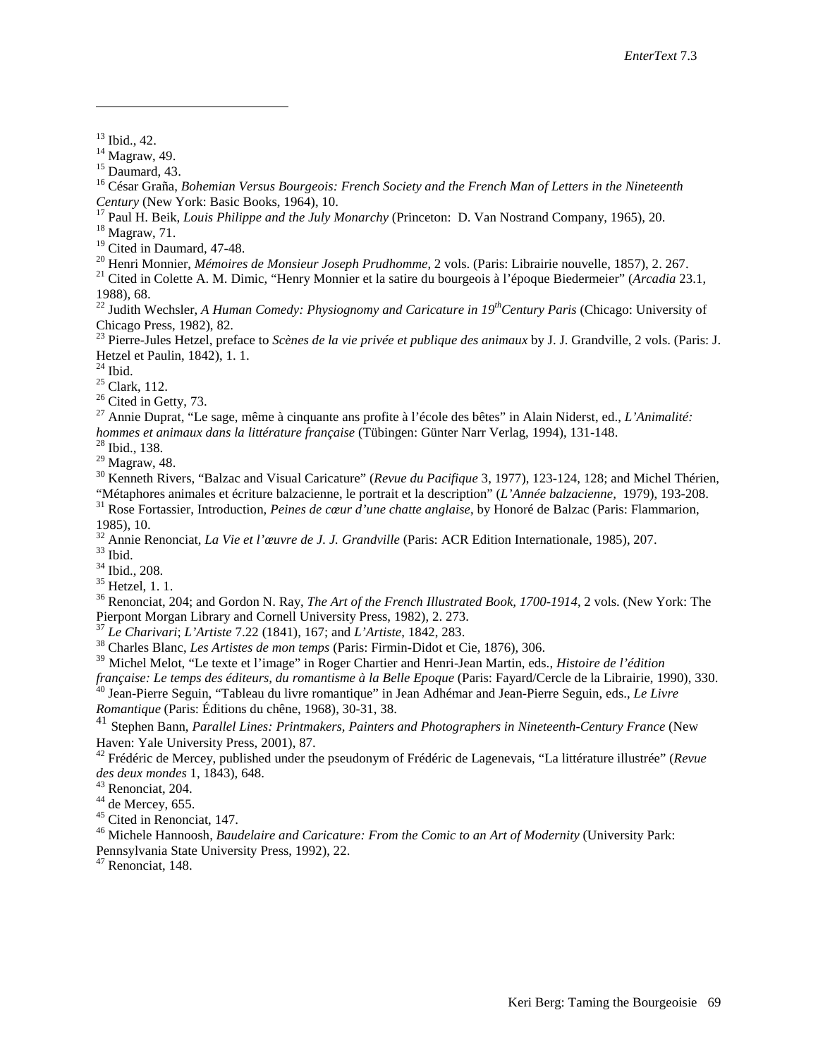[13] Ibid., 42.

[14] Magraw, 49.

[15] Daumard, 43.

[16] César Graña, *Bohemian Versus Bourgeois: French Society and the French Man of Letters in the Nineteenth Century* (New York: Basic Books, 1964), 10.

[17] Paul H. Beik, *Louis Philippe and the July Monarchy* (Princeton: D. Van Nostrand Company, 1965), 20.

[18] Magraw, 71.

[19] Cited in Daumard, 47-48.

[20] Henri Monnier, *Mémoires de Monsieur Joseph Prudhomme*, 2 vols. (Paris: Librairie nouvelle, 1857), 2. 267.

[21] Cited in Colette A. M. Dimic, "Henry Monnier et la satire du bourgeois à l'époque Biedermeier" (*Arcadia* 23.1, 1988), 68.

[22] Judith Wechsler, *A Human Comedy: Physiognomy and Caricature in 19thCentury Paris* (Chicago: University of Chicago Press, 1982), 82.

[23] Pierre-Jules Hetzel, preface to *Scènes de la vie privée et publique des animaux* by J. J. Grandville, 2 vols. (Paris: J. Hetzel et Paulin, 1842), 1. 1.

[24] Ibid.

[25] Clark, 112.

[26] Cited in Getty, 73.

[27] Annie Duprat, "Le sage, même à cinquante ans profite à l'école des bêtes" in Alain Niderst, ed., *L'Animalité: hommes et animaux dans la littérature française* (Tübingen: Günter Narr Verlag, 1994), 131-148.

[28] Ibid., 138.

[29] Magraw, 48.

[30] Kenneth Rivers, "Balzac and Visual Caricature" (*Revue du Pacifique* 3, 1977), 123-124, 128; and Michel Thérien, "Métaphores animales et écriture balzacienne, le portrait et la description" (*L'Année balzacienne,* 1979), 193-208.

[31] Rose Fortassier, Introduction, *Peines de cœur d'une chatte anglaise*, by Honoré de Balzac (Paris: Flammarion, 1985), 10.

[32] Annie Renonciat, *La Vie et l'œuvre de J. J. Grandville* (Paris: ACR Edition Internationale, 1985), 207.

[33] Ibid.

[34] Ibid., 208.

[35] Hetzel, 1. 1.

[36] Renonciat, 204; and Gordon N. Ray, *The Art of the French Illustrated Book, 1700-1914*, 2 vols. (New York: The Pierpont Morgan Library and Cornell University Press, 1982), 2. 273.

[37] *Le Charivari*; *L'Artiste* 7.22 (1841), 167; and *L'Artiste*, 1842, 283.

[38] Charles Blanc, *Les Artistes de mon temps* (Paris: Firmin-Didot et Cie, 1876), 306.

[39] Michel Melot, "Le texte et l'image" in Roger Chartier and Henri-Jean Martin, eds., *Histoire de l'édition française: Le temps des éditeurs, du romantisme à la Belle Epoque* (Paris: Fayard/Cercle de la Librairie, 1990), 330.

[40] Jean-Pierre Seguin, "Tableau du livre romantique" in Jean Adhémar and Jean-Pierre Seguin, eds., *Le Livre Romantique* (Paris: Éditions du chêne, 1968), 30-31, 38.

[41] Stephen Bann, *Parallel Lines: Printmakers, Painters and Photographers in Nineteenth-Century France* (New Haven: Yale University Press, 2001), 87.

[42] Frédéric de Mercey, published under the pseudonym of Frédéric de Lagenevais, "La littérature illustrée" (*Revue des deux mondes* 1, 1843), 648.

[43] Renonciat, 204.

[44] de Mercey, 655.

[45] Cited in Renonciat, 147.

[46] Michele Hannoosh, *Baudelaire and Caricature: From the Comic to an Art of Modernity* (University Park: Pennsylvania State University Press, 1992), 22.

[47] Renonciat, 148.